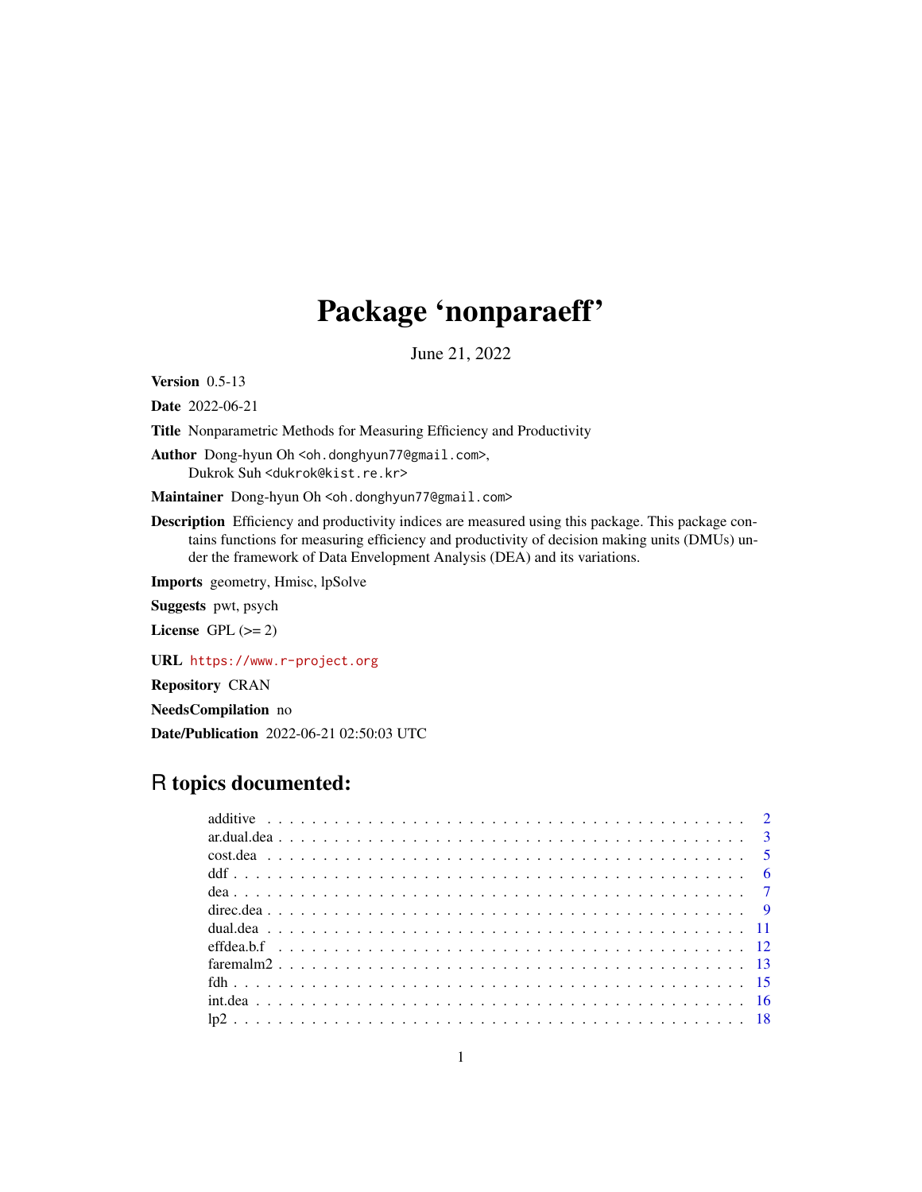# Package 'nonparaeff'

June 21, 2022

**Version** 0.5-13

**Date** 2022-06-21

**Title** Nonparametric Methods for Measuring Efficiency and Productivity

**Author** Dong-hyun Oh <oh.donghyun77@gmail.com>,
Dukrok Suh <dukrok@kist.re.kr>

**Maintainer** Dong-hyun Oh <oh.donghyun77@gmail.com>

**Description** Efficiency and productivity indices are measured using this package. This package contains functions for measuring efficiency and productivity of decision making units (DMUs) under the framework of Data Envelopment Analysis (DEA) and its variations.

**Imports** geometry, Hmisc, lpSolve

**Suggests** pwt, psych

**License** GPL (>= 2)

**URL** https://www.r-project.org

**Repository** CRAN

**NeedsCompilation** no

**Date/Publication** 2022-06-21 02:50:03 UTC

## R topics documented:

- additive . . . . . . . . . . . . . . . . . . . . . . . . . . . . . . . . . . . . . . . . . . . 2
- ar.dual.dea . . . . . . . . . . . . . . . . . . . . . . . . . . . . . . . . . . . . . . . . . 3
- cost.dea . . . . . . . . . . . . . . . . . . . . . . . . . . . . . . . . . . . . . . . . . . . 5
- ddf . . . . . . . . . . . . . . . . . . . . . . . . . . . . . . . . . . . . . . . . . . . . . . 6
- dea . . . . . . . . . . . . . . . . . . . . . . . . . . . . . . . . . . . . . . . . . . . . . . 7
- direc.dea . . . . . . . . . . . . . . . . . . . . . . . . . . . . . . . . . . . . . . . . . . 9
- dual.dea . . . . . . . . . . . . . . . . . . . . . . . . . . . . . . . . . . . . . . . . . . . 11
- effdea.b.f . . . . . . . . . . . . . . . . . . . . . . . . . . . . . . . . . . . . . . . . . . 12
- faremalm2 . . . . . . . . . . . . . . . . . . . . . . . . . . . . . . . . . . . . . . . . . . 13
- fdh . . . . . . . . . . . . . . . . . . . . . . . . . . . . . . . . . . . . . . . . . . . . . . 15
- int.dea . . . . . . . . . . . . . . . . . . . . . . . . . . . . . . . . . . . . . . . . . . . . 16
- lp2 . . . . . . . . . . . . . . . . . . . . . . . . . . . . . . . . . . . . . . . . . . . . . . 18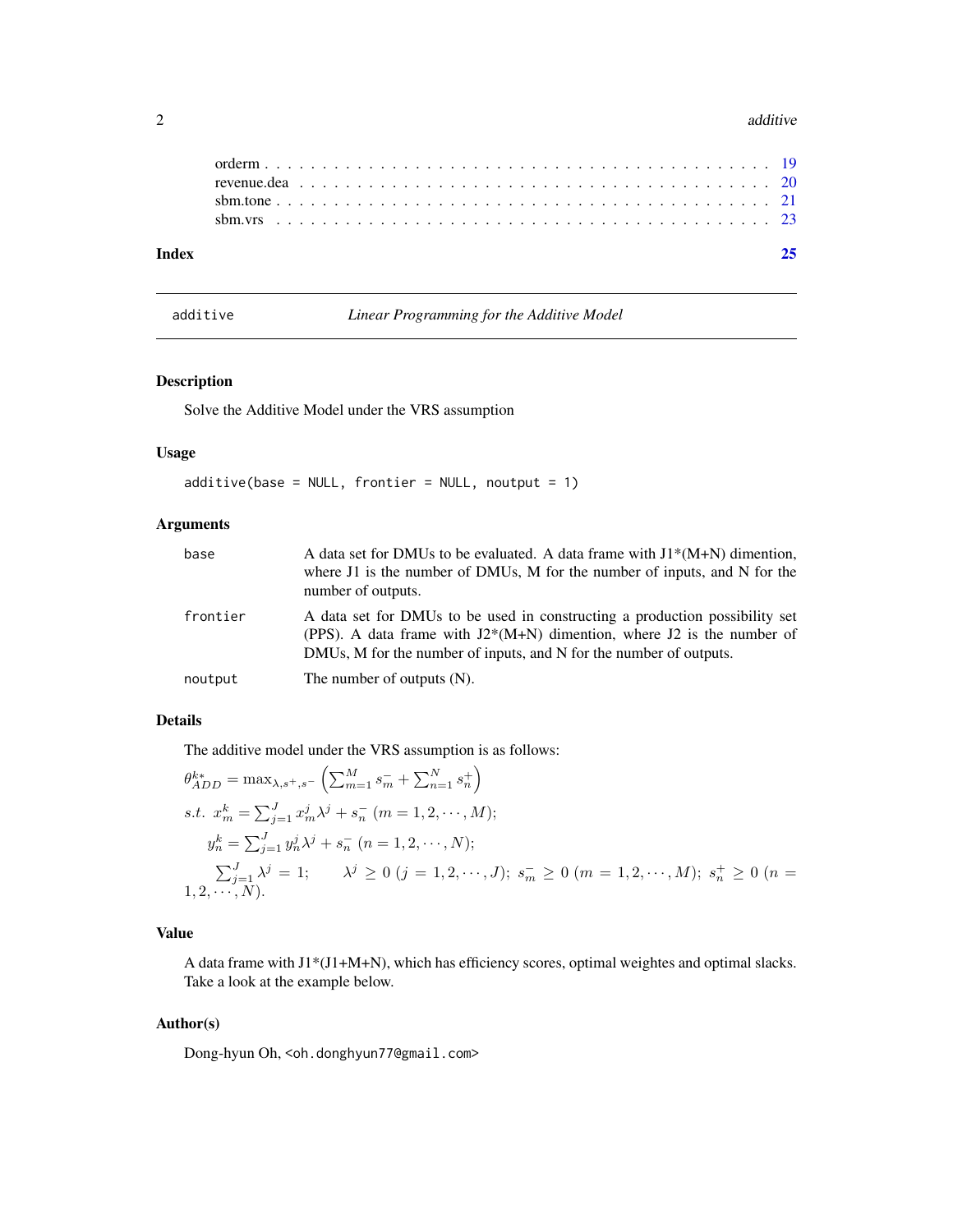orderm . . . . . . . . . . . . . . . . . . . . . . . . . . . . . . . . . . . . . . . . . 19
revenue.dea . . . . . . . . . . . . . . . . . . . . . . . . . . . . . . . . . . . . . . 20
sbm.tone . . . . . . . . . . . . . . . . . . . . . . . . . . . . . . . . . . . . . . . . 21
sbm.vrs . . . . . . . . . . . . . . . . . . . . . . . . . . . . . . . . . . . . . . . . . 23

**Index** **25**

---

`additive` *Linear Programming for the Additive Model*

---

## Description

Solve the Additive Model under the VRS assumption

## Usage

```
additive(base = NULL, frontier = NULL, noutput = 1)
```

## Arguments

| | |
|---|---|
| `base` | A data set for DMUs to be evaluated. A data frame with J1*(M+N) dimention, where J1 is the number of DMUs, M for the number of inputs, and N for the number of outputs. |
| `frontier` | A data set for DMUs to be used in constructing a production possibility set (PPS). A data frame with J2*(M+N) dimention, where J2 is the number of DMUs, M for the number of inputs, and N for the number of outputs. |
| `noutput` | The number of outputs (N). |

## Details

The additive model under the VRS assumption is as follows:

$$\theta_{ADD}^{k*} = \max_{\lambda, s^+, s^-} \left( \sum_{m=1}^{M} s_m^- + \sum_{n=1}^{N} s_n^+ \right)$$

$$s.t.\ x_m^k = \sum_{j=1}^{J} x_m^j \lambda^j + s_n^- \ (m = 1, 2, \cdots, M);$$

$$y_n^k = \sum_{j=1}^{J} y_n^j \lambda^j + s_n^- \ (n = 1, 2, \cdots, N);$$

$$\sum_{j=1}^{J} \lambda^j = 1; \quad \lambda^j \geq 0 \ (j = 1, 2, \cdots, J);\ s_m^- \geq 0 \ (m = 1, 2, \cdots, M);\ s_n^+ \geq 0 \ (n = 1, 2, \cdots, N).$$

## Value

A data frame with J1*(J1+M+N), which has efficiency scores, optimal weightes and optimal slacks. Take a look at the example below.

## Author(s)

Dong-hyun Oh, <oh.donghyun77@gmail.com>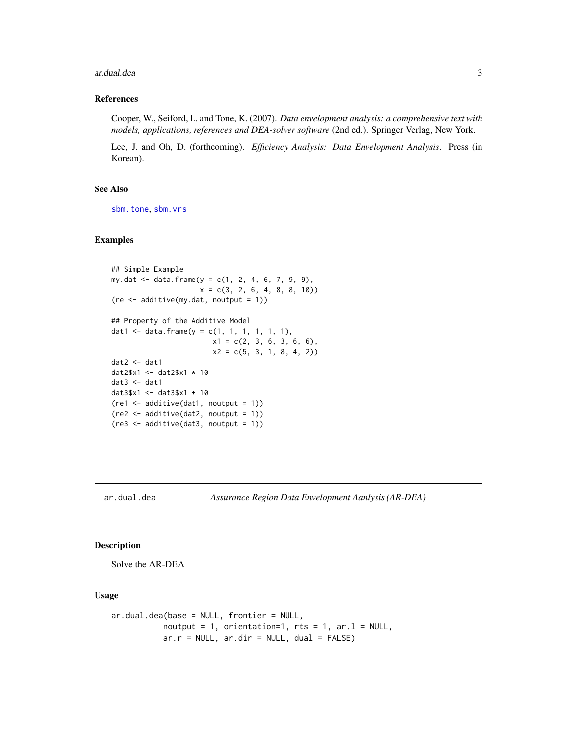### References

Cooper, W., Seiford, L. and Tone, K. (2007). *Data envelopment analysis: a comprehensive text with models, applications, references and DEA-solver software* (2nd ed.). Springer Verlag, New York.

Lee, J. and Oh, D. (forthcoming). *Efficiency Analysis: Data Envelopment Analysis*. Press (in Korean).

### See Also

sbm.tone, sbm.vrs

### Examples

```
## Simple Example
my.dat <- data.frame(y = c(1, 2, 4, 6, 7, 9, 9),
                     x = c(3, 2, 6, 4, 8, 8, 10))
(re <- additive(my.dat, noutput = 1))

## Property of the Additive Model
dat1 <- data.frame(y = c(1, 1, 1, 1, 1, 1),
                        x1 = c(2, 3, 6, 3, 6, 6),
                        x2 = c(5, 3, 1, 8, 4, 2))
dat2 <- dat1
dat2$x1 <- dat2$x1 * 10
dat3 <- dat1
dat3$x1 <- dat3$x1 + 10
(re1 <- additive(dat1, noutput = 1))
(re2 <- additive(dat2, noutput = 1))
(re3 <- additive(dat3, noutput = 1))
```

---

## ar.dual.dea — *Assurance Region Data Envelopment Aanlysis (AR-DEA)*

### Description

Solve the AR-DEA

### Usage

```
ar.dual.dea(base = NULL, frontier = NULL,
            noutput = 1, orientation=1, rts = 1, ar.l = NULL,
            ar.r = NULL, ar.dir = NULL, dual = FALSE)
```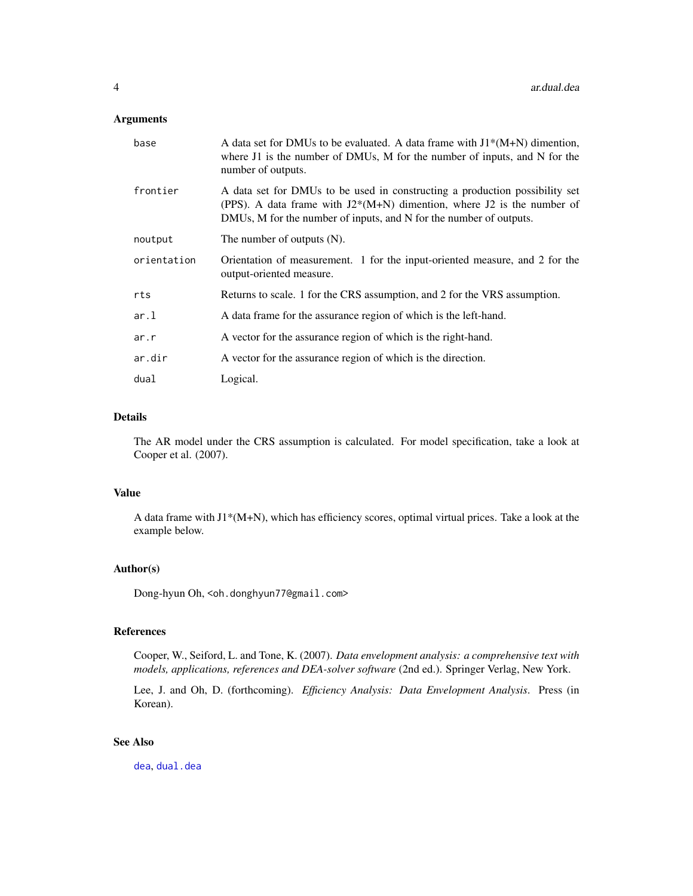## Arguments

| | |
|---|---|
| `base` | A data set for DMUs to be evaluated. A data frame with J1*(M+N) dimention, where J1 is the number of DMUs, M for the number of inputs, and N for the number of outputs. |
| `frontier` | A data set for DMUs to be used in constructing a production possibility set (PPS). A data frame with J2*(M+N) dimention, where J2 is the number of DMUs, M for the number of inputs, and N for the number of outputs. |
| `noutput` | The number of outputs (N). |
| `orientation` | Orientation of measurement. 1 for the input-oriented measure, and 2 for the output-oriented measure. |
| `rts` | Returns to scale. 1 for the CRS assumption, and 2 for the VRS assumption. |
| `ar.l` | A data frame for the assurance region of which is the left-hand. |
| `ar.r` | A vector for the assurance region of which is the right-hand. |
| `ar.dir` | A vector for the assurance region of which is the direction. |
| `dual` | Logical. |

## Details

The AR model under the CRS assumption is calculated. For model specification, take a look at Cooper et al. (2007).

## Value

A data frame with J1*(M+N), which has efficiency scores, optimal virtual prices. Take a look at the example below.

## Author(s)

Dong-hyun Oh, <oh.donghyun77@gmail.com>

## References

Cooper, W., Seiford, L. and Tone, K. (2007). *Data envelopment analysis: a comprehensive text with models, applications, references and DEA-solver software* (2nd ed.). Springer Verlag, New York.

Lee, J. and Oh, D. (forthcoming). *Efficiency Analysis: Data Envelopment Analysis*. Press (in Korean).

## See Also

`dea`, `dual.dea`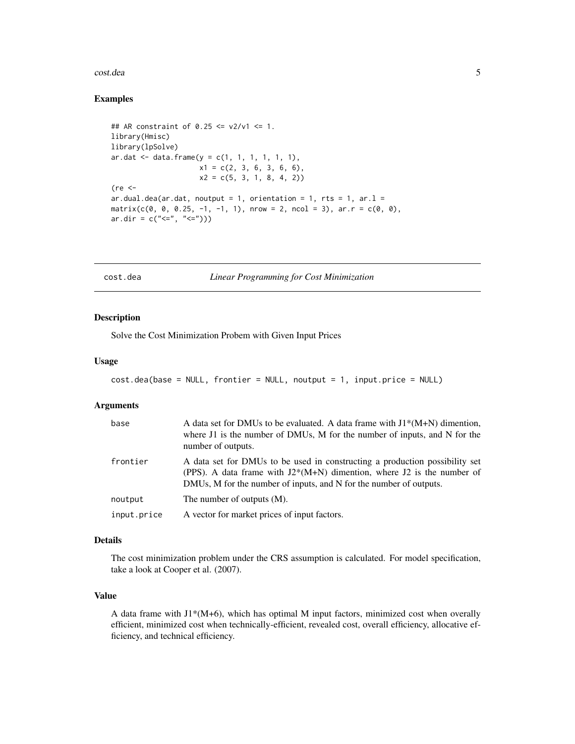### Examples

```
## AR constraint of 0.25 <= v2/v1 <= 1.
library(Hmisc)
library(lpSolve)
ar.dat <- data.frame(y = c(1, 1, 1, 1, 1, 1),
                     x1 = c(2, 3, 6, 3, 6, 6),
                     x2 = c(5, 3, 1, 8, 4, 2))
(re <-
ar.dual.dea(ar.dat, noutput = 1, orientation = 1, rts = 1, ar.l =
matrix(c(0, 0, 0.25, -1, -1, 1), nrow = 2, ncol = 3), ar.r = c(0, 0),
ar.dir = c("<=", "<=")))
```

---

## cost.dea — *Linear Programming for Cost Minimization*

### Description

Solve the Cost Minimization Probem with Given Input Prices

### Usage

```
cost.dea(base = NULL, frontier = NULL, noutput = 1, input.price = NULL)
```

### Arguments

| | |
|---|---|
| base | A data set for DMUs to be evaluated. A data frame with J1*(M+N) dimention, where J1 is the number of DMUs, M for the number of inputs, and N for the number of outputs. |
| frontier | A data set for DMUs to be used in constructing a production possibility set (PPS). A data frame with J2*(M+N) dimention, where J2 is the number of DMUs, M for the number of inputs, and N for the number of outputs. |
| noutput | The number of outputs (M). |
| input.price | A vector for market prices of input factors. |

### Details

The cost minimization problem under the CRS assumption is calculated. For model specification, take a look at Cooper et al. (2007).

### Value

A data frame with J1*(M+6), which has optimal M input factors, minimized cost when overally efficient, minimized cost when technically-efficient, revealed cost, overall efficiency, allocative efficiency, and technical efficiency.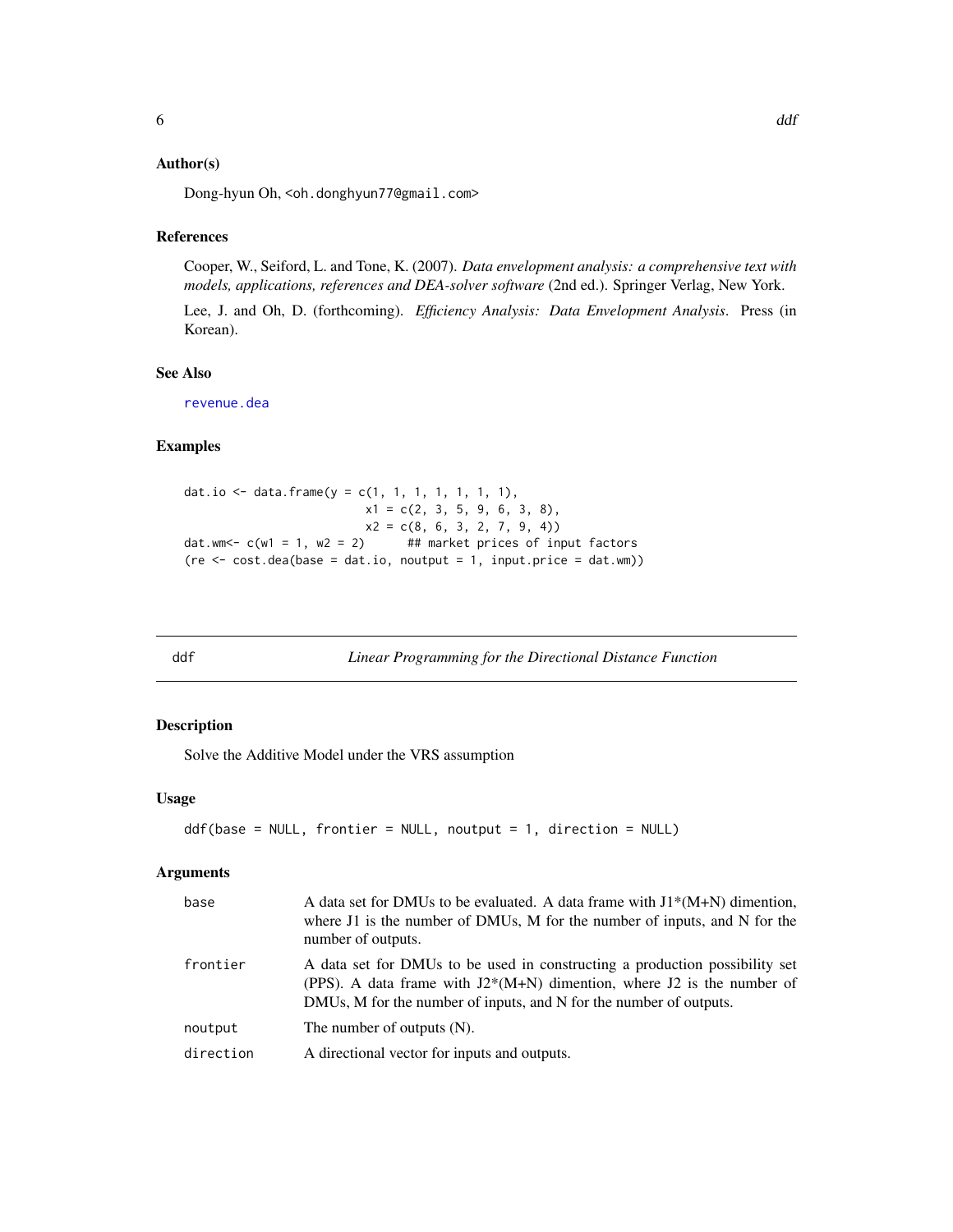### Author(s)

Dong-hyun Oh, <oh.donghyun77@gmail.com>

### References

Cooper, W., Seiford, L. and Tone, K. (2007). *Data envelopment analysis: a comprehensive text with models, applications, references and DEA-solver software* (2nd ed.). Springer Verlag, New York.

Lee, J. and Oh, D. (forthcoming). *Efficiency Analysis: Data Envelopment Analysis*. Press (in Korean).

### See Also

revenue.dea

### Examples

```
dat.io <- data.frame(y = c(1, 1, 1, 1, 1, 1, 1),
                     x1 = c(2, 3, 5, 9, 6, 3, 8),
                     x2 = c(8, 6, 3, 2, 7, 9, 4))
dat.wm<- c(w1 = 1, w2 = 2)      ## market prices of input factors
(re <- cost.dea(base = dat.io, noutput = 1, input.price = dat.wm))
```

---

## ddf — *Linear Programming for the Directional Distance Function*

### Description

Solve the Additive Model under the VRS assumption

### Usage

```
ddf(base = NULL, frontier = NULL, noutput = 1, direction = NULL)
```

### Arguments

| | |
|---|---|
| base | A data set for DMUs to be evaluated. A data frame with J1*(M+N) dimention, where J1 is the number of DMUs, M for the number of inputs, and N for the number of outputs. |
| frontier | A data set for DMUs to be used in constructing a production possibility set (PPS). A data frame with J2*(M+N) dimention, where J2 is the number of DMUs, M for the number of inputs, and N for the number of outputs. |
| noutput | The number of outputs (N). |
| direction | A directional vector for inputs and outputs. |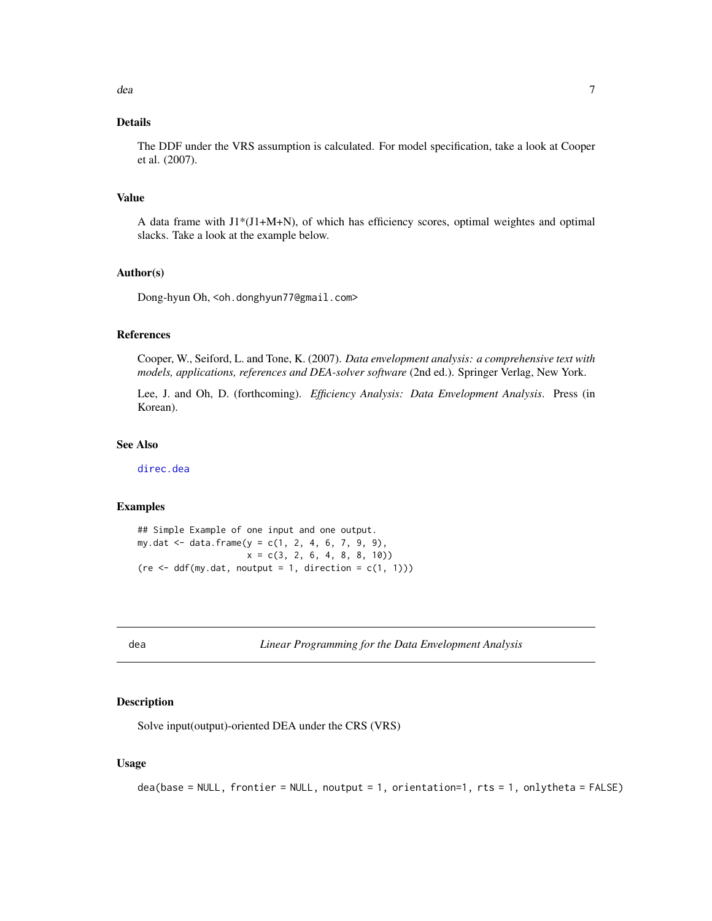### Details

The DDF under the VRS assumption is calculated. For model specification, take a look at Cooper et al. (2007).

### Value

A data frame with J1*(J1+M+N), of which has efficiency scores, optimal weightes and optimal slacks. Take a look at the example below.

### Author(s)

Dong-hyun Oh, <oh.donghyun77@gmail.com>

### References

Cooper, W., Seiford, L. and Tone, K. (2007). *Data envelopment analysis: a comprehensive text with models, applications, references and DEA-solver software* (2nd ed.). Springer Verlag, New York.

Lee, J. and Oh, D. (forthcoming). *Efficiency Analysis: Data Envelopment Analysis*. Press (in Korean).

### See Also

direc.dea

### Examples

```
## Simple Example of one input and one output.
my.dat <- data.frame(y = c(1, 2, 4, 6, 7, 9, 9),
                     x = c(3, 2, 6, 4, 8, 8, 10))
(re <- ddf(my.dat, noutput = 1, direction = c(1, 1)))
```

---

## dea — *Linear Programming for the Data Envelopment Analysis*

### Description

Solve input(output)-oriented DEA under the CRS (VRS)

### Usage

```
dea(base = NULL, frontier = NULL, noutput = 1, orientation=1, rts = 1, onlytheta = FALSE)
```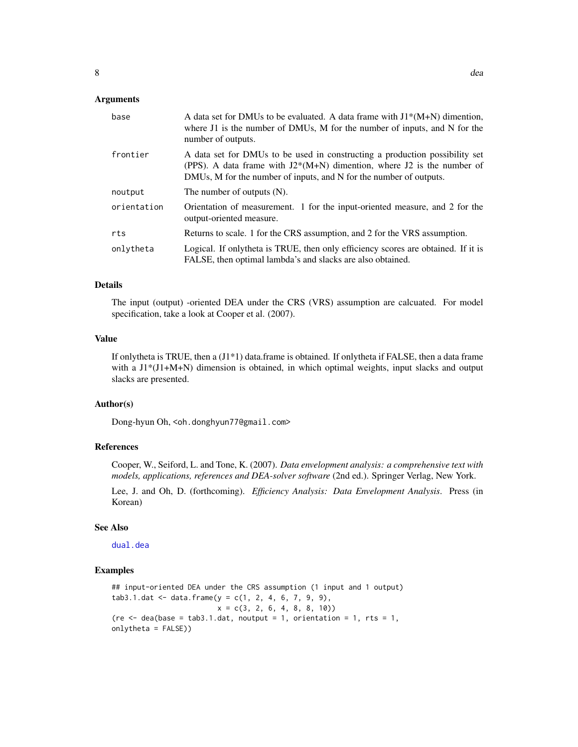## Arguments

| | |
|---|---|
| base | A data set for DMUs to be evaluated. A data frame with J1*(M+N) dimention, where J1 is the number of DMUs, M for the number of inputs, and N for the number of outputs. |
| frontier | A data set for DMUs to be used in constructing a production possibility set (PPS). A data frame with J2*(M+N) dimention, where J2 is the number of DMUs, M for the number of inputs, and N for the number of outputs. |
| noutput | The number of outputs (N). |
| orientation | Orientation of measurement. 1 for the input-oriented measure, and 2 for the output-oriented measure. |
| rts | Returns to scale. 1 for the CRS assumption, and 2 for the VRS assumption. |
| onlytheta | Logical. If onlytheta is TRUE, then only efficiency scores are obtained. If it is FALSE, then optimal lambda's and slacks are also obtained. |

## Details

The input (output) -oriented DEA under the CRS (VRS) assumption are calcuated. For model specification, take a look at Cooper et al. (2007).

## Value

If onlytheta is TRUE, then a (J1*1) data.frame is obtained. If onlytheta if FALSE, then a data frame with a J1*(J1+M+N) dimension is obtained, in which optimal weights, input slacks and output slacks are presented.

## Author(s)

Dong-hyun Oh, <oh.donghyun77@gmail.com>

## References

Cooper, W., Seiford, L. and Tone, K. (2007). *Data envelopment analysis: a comprehensive text with models, applications, references and DEA-solver software* (2nd ed.). Springer Verlag, New York.

Lee, J. and Oh, D. (forthcoming). *Efficiency Analysis: Data Envelopment Analysis*. Press (in Korean)

## See Also

dual.dea

## Examples

```
## input-oriented DEA under the CRS assumption (1 input and 1 output)
tab3.1.dat <- data.frame(y = c(1, 2, 4, 6, 7, 9, 9),
                         x = c(3, 2, 6, 4, 8, 8, 10))
(re <- dea(base = tab3.1.dat, noutput = 1, orientation = 1, rts = 1,
onlytheta = FALSE))
```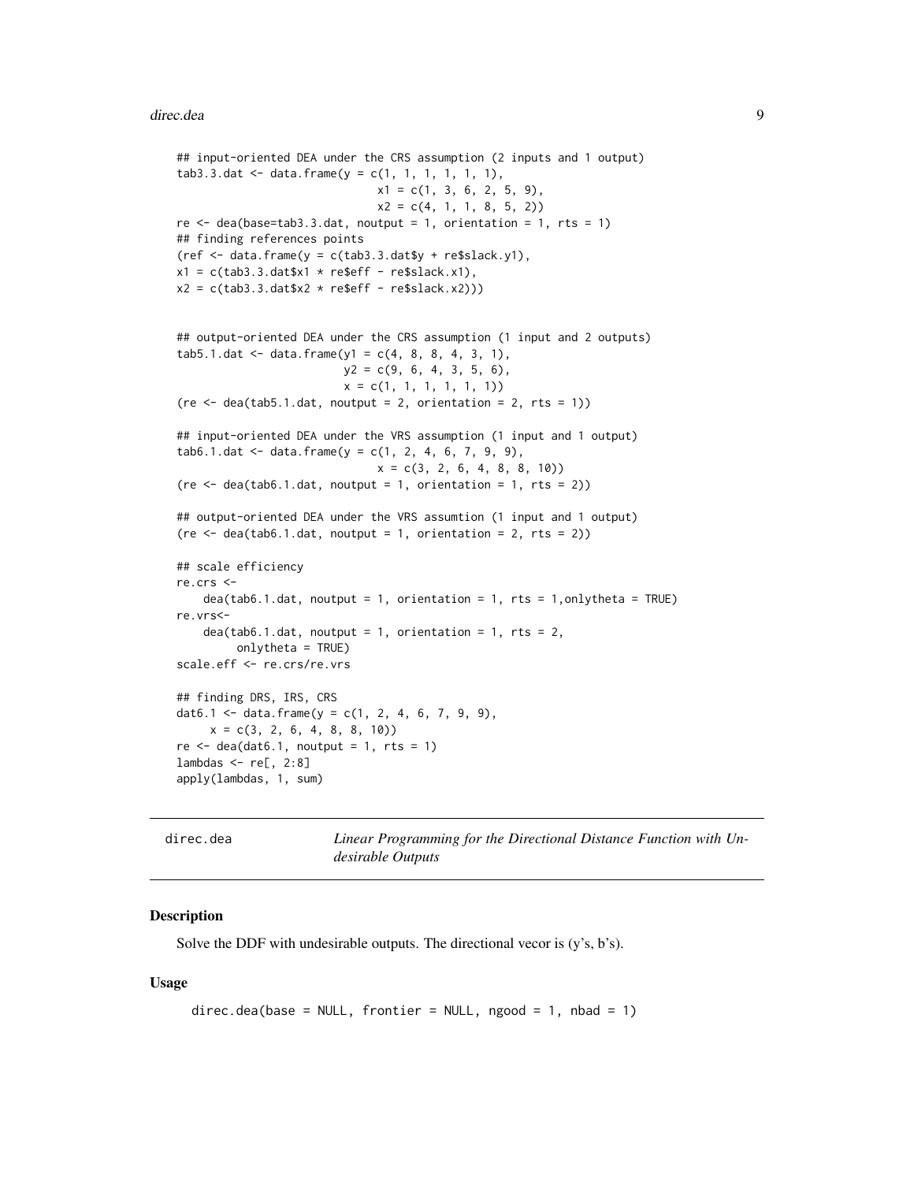```
## input-oriented DEA under the CRS assumption (2 inputs and 1 output)
tab3.3.dat <- data.frame(y = c(1, 1, 1, 1, 1, 1),
                         x1 = c(1, 3, 6, 2, 5, 9),
                         x2 = c(4, 1, 1, 8, 5, 2))
re <- dea(base=tab3.3.dat, noutput = 1, orientation = 1, rts = 1)
## finding references points
(ref <- data.frame(y = c(tab3.3.dat$y + re$slack.y1),
x1 = c(tab3.3.dat$x1 * re$eff - re$slack.x1),
x2 = c(tab3.3.dat$x2 * re$eff - re$slack.x2)))


## output-oriented DEA under the CRS assumption (1 input and 2 outputs)
tab5.1.dat <- data.frame(y1 = c(4, 8, 8, 4, 3, 1),
                       y2 = c(9, 6, 4, 3, 5, 6),
                       x = c(1, 1, 1, 1, 1, 1))
(re <- dea(tab5.1.dat, noutput = 2, orientation = 2, rts = 1))

## input-oriented DEA under the VRS assumption (1 input and 1 output)
tab6.1.dat <- data.frame(y = c(1, 2, 4, 6, 7, 9, 9),
                         x = c(3, 2, 6, 4, 8, 8, 10))
(re <- dea(tab6.1.dat, noutput = 1, orientation = 1, rts = 2))

## output-oriented DEA under the VRS assumtion (1 input and 1 output)
(re <- dea(tab6.1.dat, noutput = 1, orientation = 2, rts = 2))

## scale efficiency
re.crs <-
    dea(tab6.1.dat, noutput = 1, orientation = 1, rts = 1,onlytheta = TRUE)
re.vrs<-
    dea(tab6.1.dat, noutput = 1, orientation = 1, rts = 2,
        onlytheta = TRUE)
scale.eff <- re.crs/re.vrs

## finding DRS, IRS, CRS
dat6.1 <- data.frame(y = c(1, 2, 4, 6, 7, 9, 9),
     x = c(3, 2, 6, 4, 8, 8, 10))
re <- dea(dat6.1, noutput = 1, rts = 1)
lambdas <- re[, 2:8]
apply(lambdas, 1, sum)
```

## direc.dea — *Linear Programming for the Directional Distance Function with Undesirable Outputs*

### Description

Solve the DDF with undesirable outputs. The directional vecor is (y's, b's).

### Usage

```
direc.dea(base = NULL, frontier = NULL, ngood = 1, nbad = 1)
```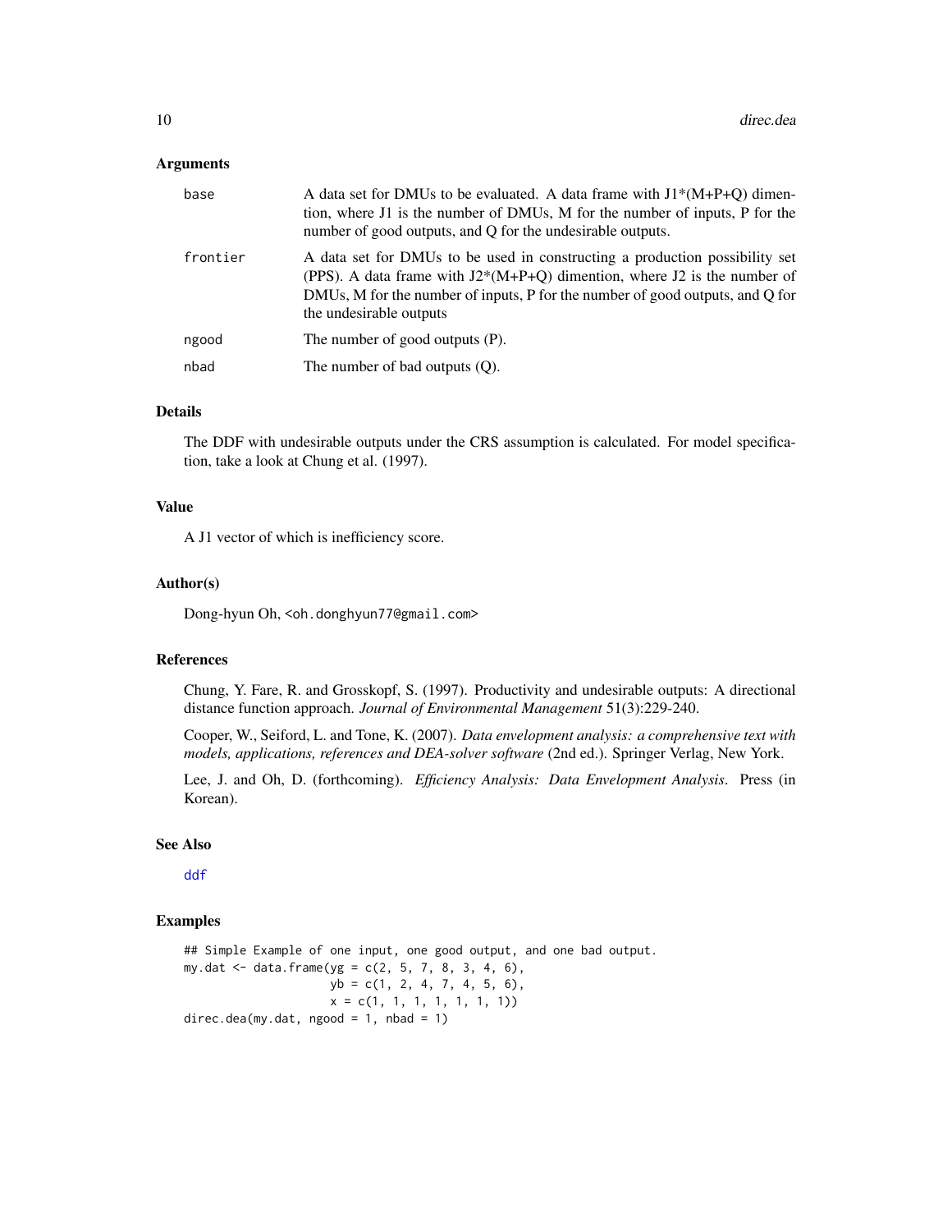## Arguments

| | |
|---|---|
| base | A data set for DMUs to be evaluated. A data frame with J1*(M+P+Q) dimention, where J1 is the number of DMUs, M for the number of inputs, P for the number of good outputs, and Q for the undesirable outputs. |
| frontier | A data set for DMUs to be used in constructing a production possibility set (PPS). A data frame with J2*(M+P+Q) dimention, where J2 is the number of DMUs, M for the number of inputs, P for the number of good outputs, and Q for the undesirable outputs |
| ngood | The number of good outputs (P). |
| nbad | The number of bad outputs (Q). |

## Details

The DDF with undesirable outputs under the CRS assumption is calculated. For model specification, take a look at Chung et al. (1997).

## Value

A J1 vector of which is inefficiency score.

## Author(s)

Dong-hyun Oh, <oh.donghyun77@gmail.com>

## References

Chung, Y. Fare, R. and Grosskopf, S. (1997). Productivity and undesirable outputs: A directional distance function approach. *Journal of Environmental Management* 51(3):229-240.

Cooper, W., Seiford, L. and Tone, K. (2007). *Data envelopment analysis: a comprehensive text with models, applications, references and DEA-solver software* (2nd ed.). Springer Verlag, New York.

Lee, J. and Oh, D. (forthcoming). *Efficiency Analysis: Data Envelopment Analysis*. Press (in Korean).

## See Also

ddf

## Examples

```
## Simple Example of one input, one good output, and one bad output.
my.dat <- data.frame(yg = c(2, 5, 7, 8, 3, 4, 6),
                     yb = c(1, 2, 4, 7, 4, 5, 6),
                     x = c(1, 1, 1, 1, 1, 1, 1))
direc.dea(my.dat, ngood = 1, nbad = 1)
```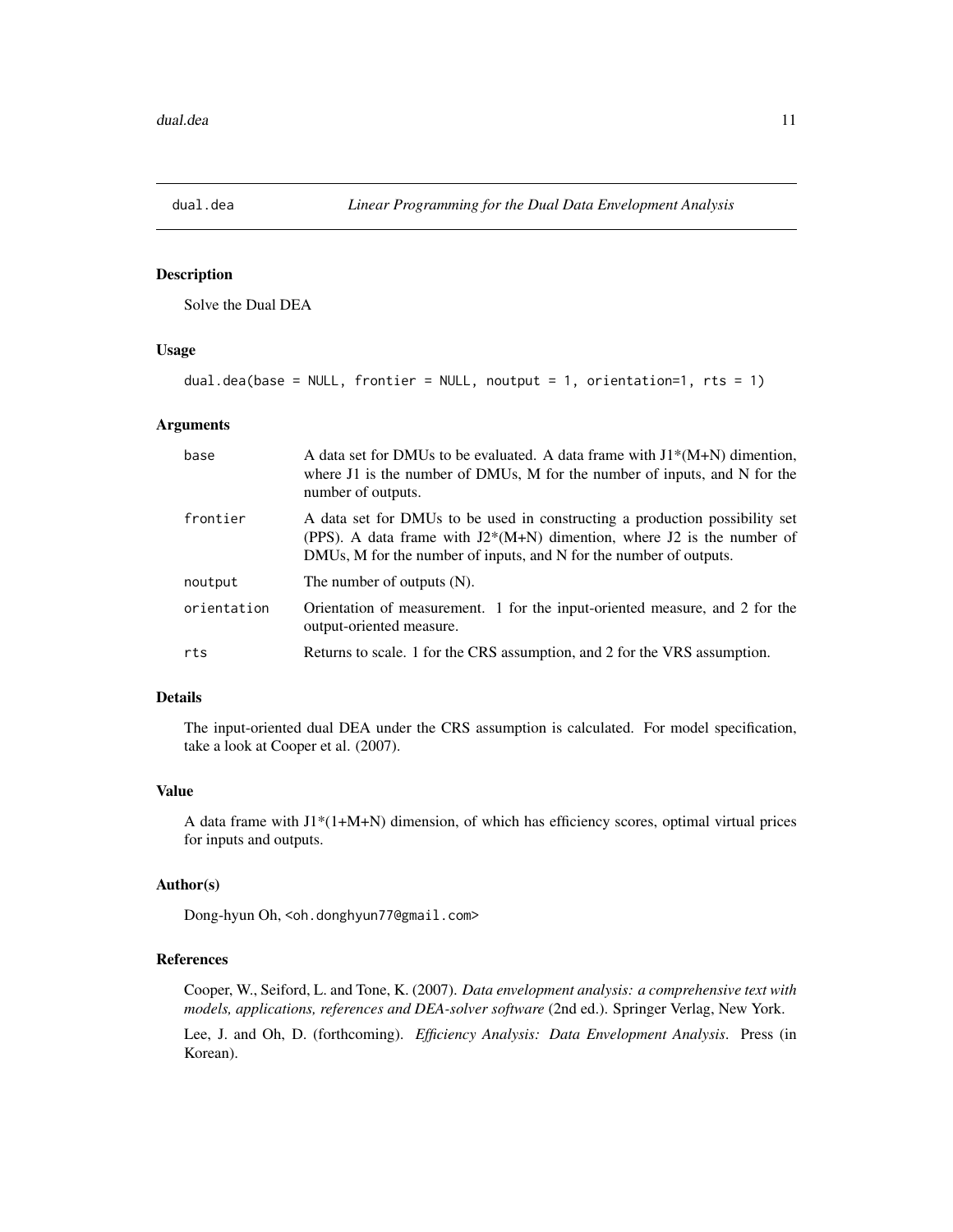# dual.dea *Linear Programming for the Dual Data Envelopment Analysis*

## Description

Solve the Dual DEA

## Usage

```
dual.dea(base = NULL, frontier = NULL, noutput = 1, orientation=1, rts = 1)
```

## Arguments

| | |
|---|---|
| base | A data set for DMUs to be evaluated. A data frame with J1*(M+N) dimention, where J1 is the number of DMUs, M for the number of inputs, and N for the number of outputs. |
| frontier | A data set for DMUs to be used in constructing a production possibility set (PPS). A data frame with J2*(M+N) dimention, where J2 is the number of DMUs, M for the number of inputs, and N for the number of outputs. |
| noutput | The number of outputs (N). |
| orientation | Orientation of measurement. 1 for the input-oriented measure, and 2 for the output-oriented measure. |
| rts | Returns to scale. 1 for the CRS assumption, and 2 for the VRS assumption. |

## Details

The input-oriented dual DEA under the CRS assumption is calculated. For model specification, take a look at Cooper et al. (2007).

## Value

A data frame with J1*(1+M+N) dimension, of which has efficiency scores, optimal virtual prices for inputs and outputs.

## Author(s)

Dong-hyun Oh, <oh.donghyun77@gmail.com>

## References

Cooper, W., Seiford, L. and Tone, K. (2007). *Data envelopment analysis: a comprehensive text with models, applications, references and DEA-solver software* (2nd ed.). Springer Verlag, New York.

Lee, J. and Oh, D. (forthcoming). *Efficiency Analysis: Data Envelopment Analysis*. Press (in Korean).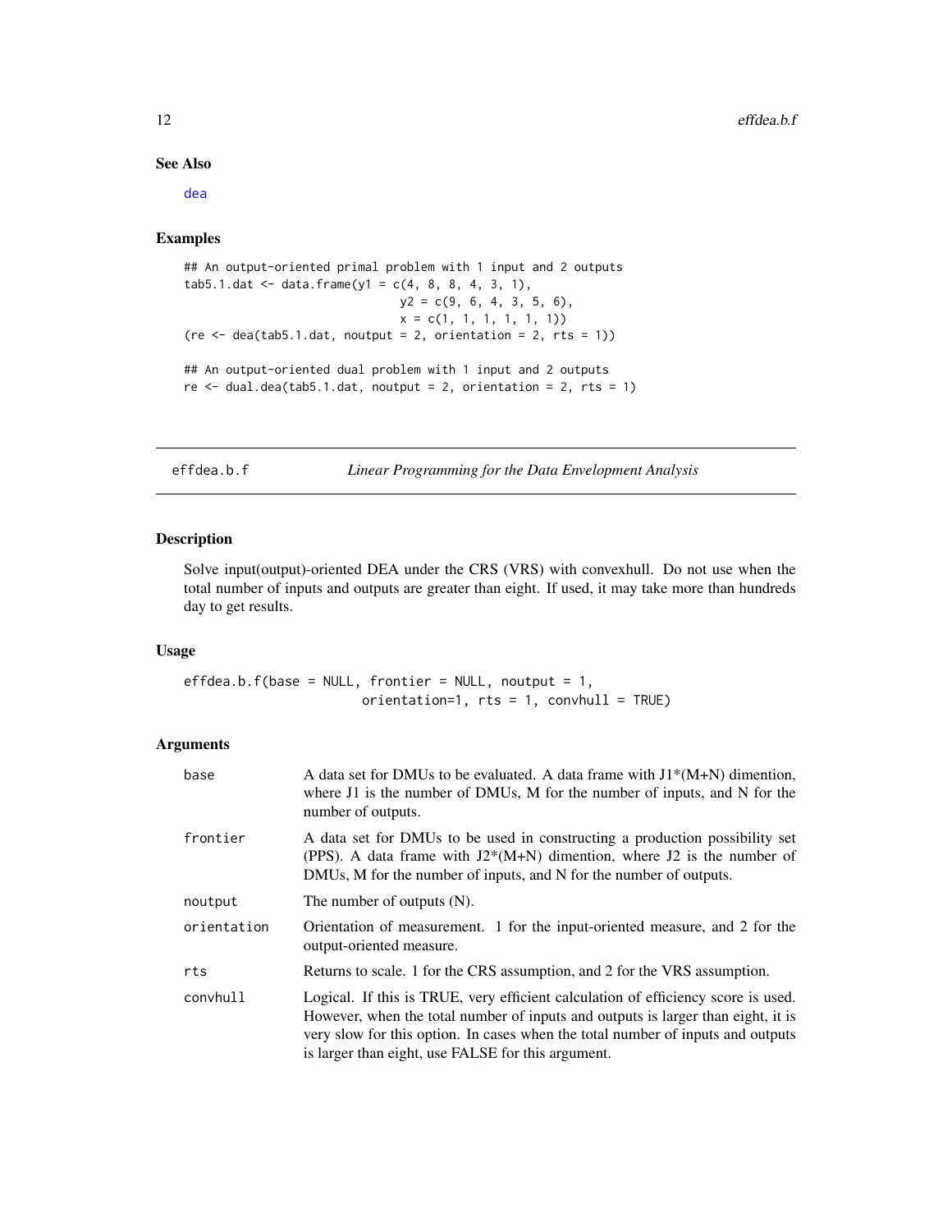### See Also

dea

### Examples

```
## An output-oriented primal problem with 1 input and 2 outputs
tab5.1.dat <- data.frame(y1 = c(4, 8, 8, 4, 3, 1),
                         y2 = c(9, 6, 4, 3, 5, 6),
                         x = c(1, 1, 1, 1, 1, 1))
(re <- dea(tab5.1.dat, noutput = 2, orientation = 2, rts = 1))

## An output-oriented dual problem with 1 input and 2 outputs
re <- dual.dea(tab5.1.dat, noutput = 2, orientation = 2, rts = 1)
```

---

## effdea.b.f — *Linear Programming for the Data Envelopment Analysis*

### Description

Solve input(output)-oriented DEA under the CRS (VRS) with convexhull. Do not use when the total number of inputs and outputs are greater than eight. If used, it may take more than hundreds day to get results.

### Usage

```
effdea.b.f(base = NULL, frontier = NULL, noutput = 1,
           orientation=1, rts = 1, convhull = TRUE)
```

### Arguments

| | |
|---|---|
| base | A data set for DMUs to be evaluated. A data frame with J1*(M+N) dimention, where J1 is the number of DMUs, M for the number of inputs, and N for the number of outputs. |
| frontier | A data set for DMUs to be used in constructing a production possibility set (PPS). A data frame with J2*(M+N) dimention, where J2 is the number of DMUs, M for the number of inputs, and N for the number of outputs. |
| noutput | The number of outputs (N). |
| orientation | Orientation of measurement. 1 for the input-oriented measure, and 2 for the output-oriented measure. |
| rts | Returns to scale. 1 for the CRS assumption, and 2 for the VRS assumption. |
| convhull | Logical. If this is TRUE, very efficient calculation of efficiency score is used. However, when the total number of inputs and outputs is larger than eight, it is very slow for this option. In cases when the total number of inputs and outputs is larger than eight, use FALSE for this argument. |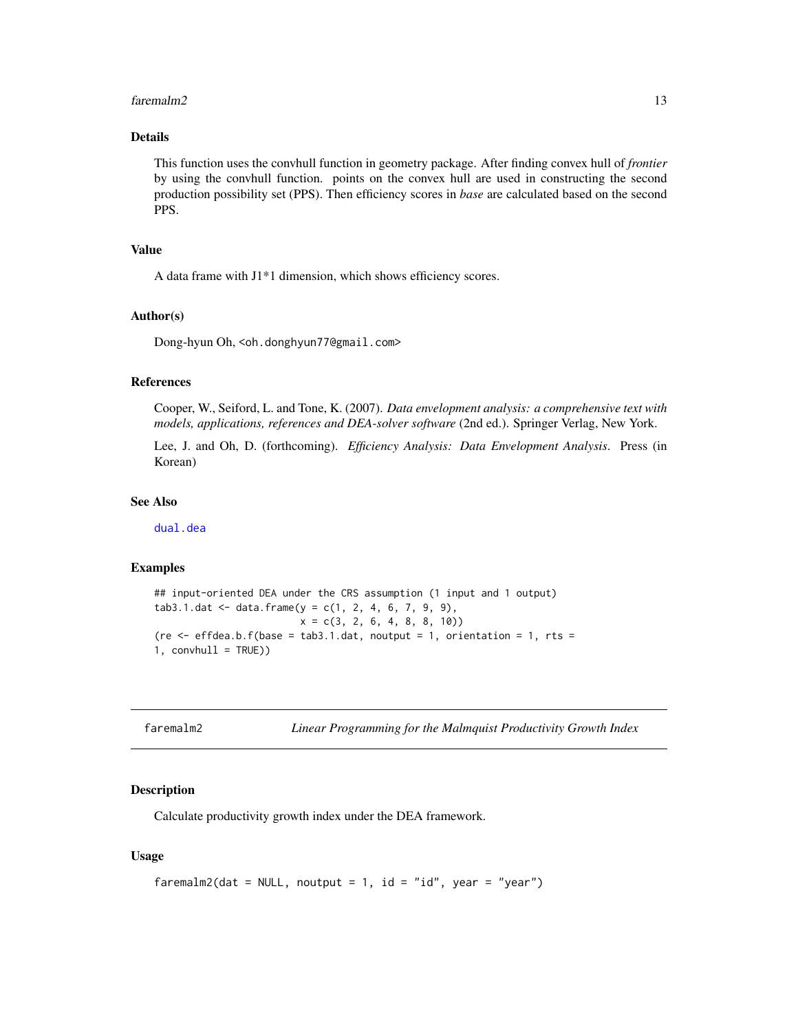## Details

This function uses the convhull function in geometry package. After finding convex hull of *frontier* by using the convhull function. points on the convex hull are used in constructing the second production possibility set (PPS). Then efficiency scores in *base* are calculated based on the second PPS.

## Value

A data frame with J1*1 dimension, which shows efficiency scores.

## Author(s)

Dong-hyun Oh, <oh.donghyun77@gmail.com>

## References

Cooper, W., Seiford, L. and Tone, K. (2007). *Data envelopment analysis: a comprehensive text with models, applications, references and DEA-solver software* (2nd ed.). Springer Verlag, New York.

Lee, J. and Oh, D. (forthcoming). *Efficiency Analysis: Data Envelopment Analysis*. Press (in Korean)

## See Also

dual.dea

## Examples

```
## input-oriented DEA under the CRS assumption (1 input and 1 output)
tab3.1.dat <- data.frame(y = c(1, 2, 4, 6, 7, 9, 9),
                         x = c(3, 2, 6, 4, 8, 8, 10))
(re <- effdea.b.f(base = tab3.1.dat, noutput = 1, orientation = 1, rts =
1, convhull = TRUE))
```

---

# faremalm2 — *Linear Programming for the Malmquist Productivity Growth Index*

## Description

Calculate productivity growth index under the DEA framework.

## Usage

```
faremalm2(dat = NULL, noutput = 1, id = "id", year = "year")
```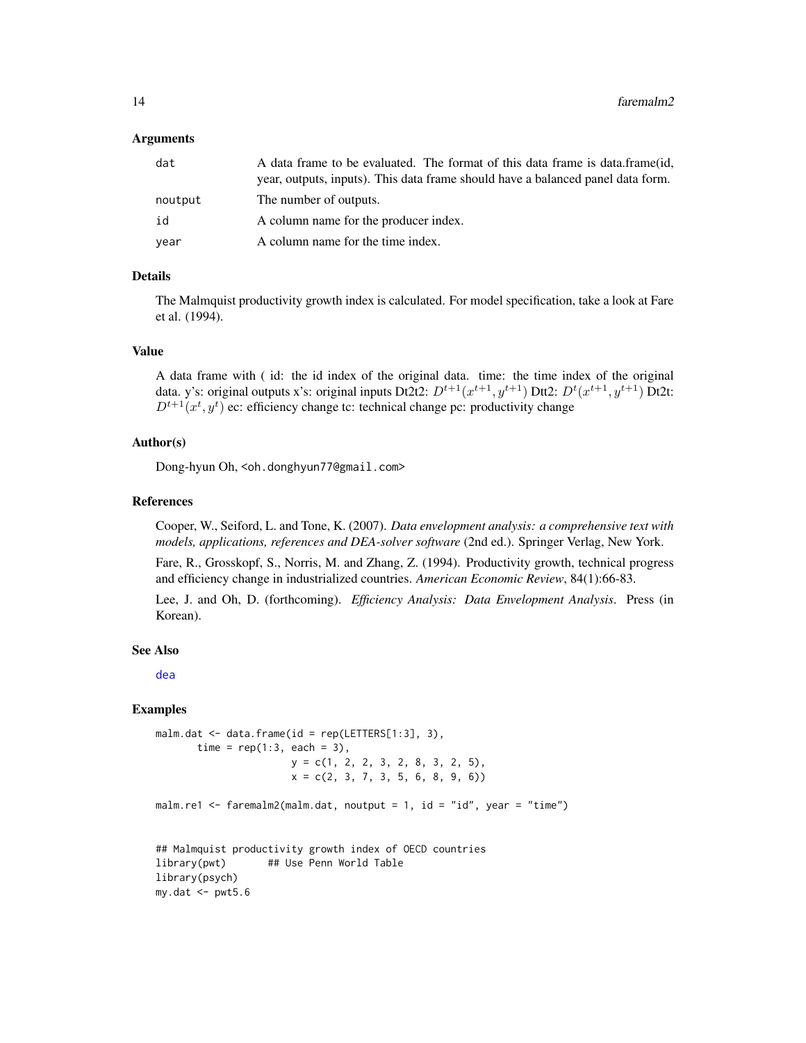### Arguments

| | |
|---|---|
| dat | A data frame to be evaluated. The format of this data frame is data.frame(id, year, outputs, inputs). This data frame should have a balanced panel data form. |
| noutput | The number of outputs. |
| id | A column name for the producer index. |
| year | A column name for the time index. |

### Details

The Malmquist productivity growth index is calculated. For model specification, take a look at Fare et al. (1994).

### Value

A data frame with ( id: the id index of the original data. time: the time index of the original data. y's: original outputs x's: original inputs Dt2t2: $D^{t+1}(x^{t+1}, y^{t+1})$ Dtt2: $D^{t}(x^{t+1}, y^{t+1})$ Dt2t: $D^{t+1}(x^{t}, y^{t})$ ec: efficiency change tc: technical change pc: productivity change

### Author(s)

Dong-hyun Oh, <oh.donghyun77@gmail.com>

### References

Cooper, W., Seiford, L. and Tone, K. (2007). *Data envelopment analysis: a comprehensive text with models, applications, references and DEA-solver software* (2nd ed.). Springer Verlag, New York.

Fare, R., Grosskopf, S., Norris, M. and Zhang, Z. (1994). Productivity growth, technical progress and efficiency change in industrialized countries. *American Economic Review*, 84(1):66-83.

Lee, J. and Oh, D. (forthcoming). *Efficiency Analysis: Data Envelopment Analysis*. Press (in Korean).

### See Also

dea

### Examples

```
malm.dat <- data.frame(id = rep(LETTERS[1:3], 3),
       time = rep(1:3, each = 3),
                       y = c(1, 2, 2, 3, 2, 8, 3, 2, 5),
                       x = c(2, 3, 7, 3, 5, 6, 8, 9, 6))

malm.re1 <- faremalm2(malm.dat, noutput = 1, id = "id", year = "time")


## Malmquist productivity growth index of OECD countries
library(pwt)       ## Use Penn World Table
library(psych)
my.dat <- pwt5.6
```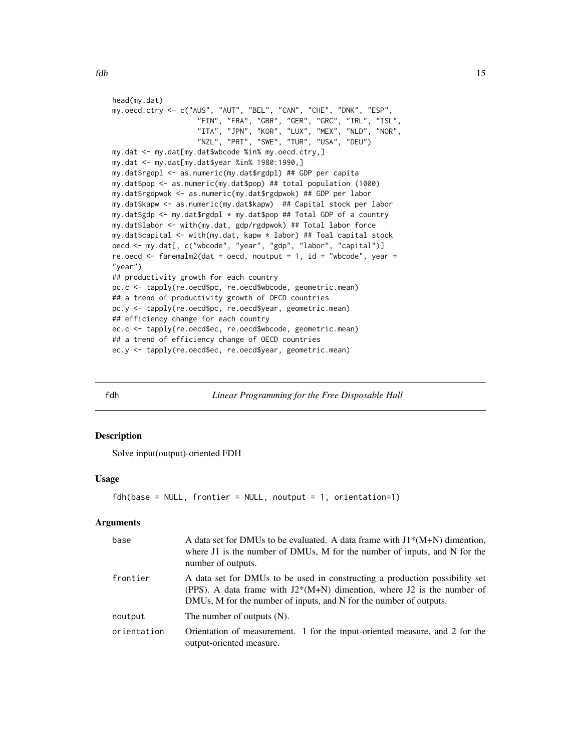```
head(my.dat)
my.oecd.ctry <- c("AUS", "AUT", "BEL", "CAN", "CHE", "DNK", "ESP",
                  "FIN", "FRA", "GBR", "GER", "GRC", "IRL", "ISL",
                  "ITA", "JPN", "KOR", "LUX", "MEX", "NLD", "NOR",
                  "NZL", "PRT", "SWE", "TUR", "USA", "DEU")
my.dat <- my.dat[my.dat$wbcode %in% my.oecd.ctry,]
my.dat <- my.dat[my.dat$year %in% 1980:1990,]
my.dat$rgdpl <- as.numeric(my.dat$rgdpl) ## GDP per capita
my.dat$pop <- as.numeric(my.dat$pop) ## total population (1000)
my.dat$rgdpwok <- as.numeric(my.dat$rgdpwok) ## GDP per labor
my.dat$kapw <- as.numeric(my.dat$kapw)  ## Capital stock per labor
my.dat$gdp <- my.dat$rgdpl * my.dat$pop ## Total GDP of a country
my.dat$labor <- with(my.dat, gdp/rgdpwok) ## Total labor force
my.dat$capital <- with(my.dat, kapw * labor) ## Toal capital stock
oecd <- my.dat[, c("wbcode", "year", "gdp", "labor", "capital")]
re.oecd <- faremalm2(dat = oecd, noutput = 1, id = "wbcode", year =
"year")
## productivity growth for each country
pc.c <- tapply(re.oecd$pc, re.oecd$wbcode, geometric.mean)
## a trend of productivity growth of OECD countries
pc.y <- tapply(re.oecd$pc, re.oecd$year, geometric.mean)
## efficiency change for each country
ec.c <- tapply(re.oecd$ec, re.oecd$wbcode, geometric.mean)
## a trend of efficiency change of OECD countries
ec.y <- tapply(re.oecd$ec, re.oecd$year, geometric.mean)
```

## fdh — *Linear Programming for the Free Disposable Hull*

### Description

Solve input(output)-oriented FDH

### Usage

```
fdh(base = NULL, frontier = NULL, noutput = 1, orientation=1)
```

### Arguments

| | |
|---|---|
| base | A data set for DMUs to be evaluated. A data frame with J1*(M+N) dimention, where J1 is the number of DMUs, M for the number of inputs, and N for the number of outputs. |
| frontier | A data set for DMUs to be used in constructing a production possibility set (PPS). A data frame with J2*(M+N) dimention, where J2 is the number of DMUs, M for the number of inputs, and N for the number of outputs. |
| noutput | The number of outputs (N). |
| orientation | Orientation of measurement. 1 for the input-oriented measure, and 2 for the output-oriented measure. |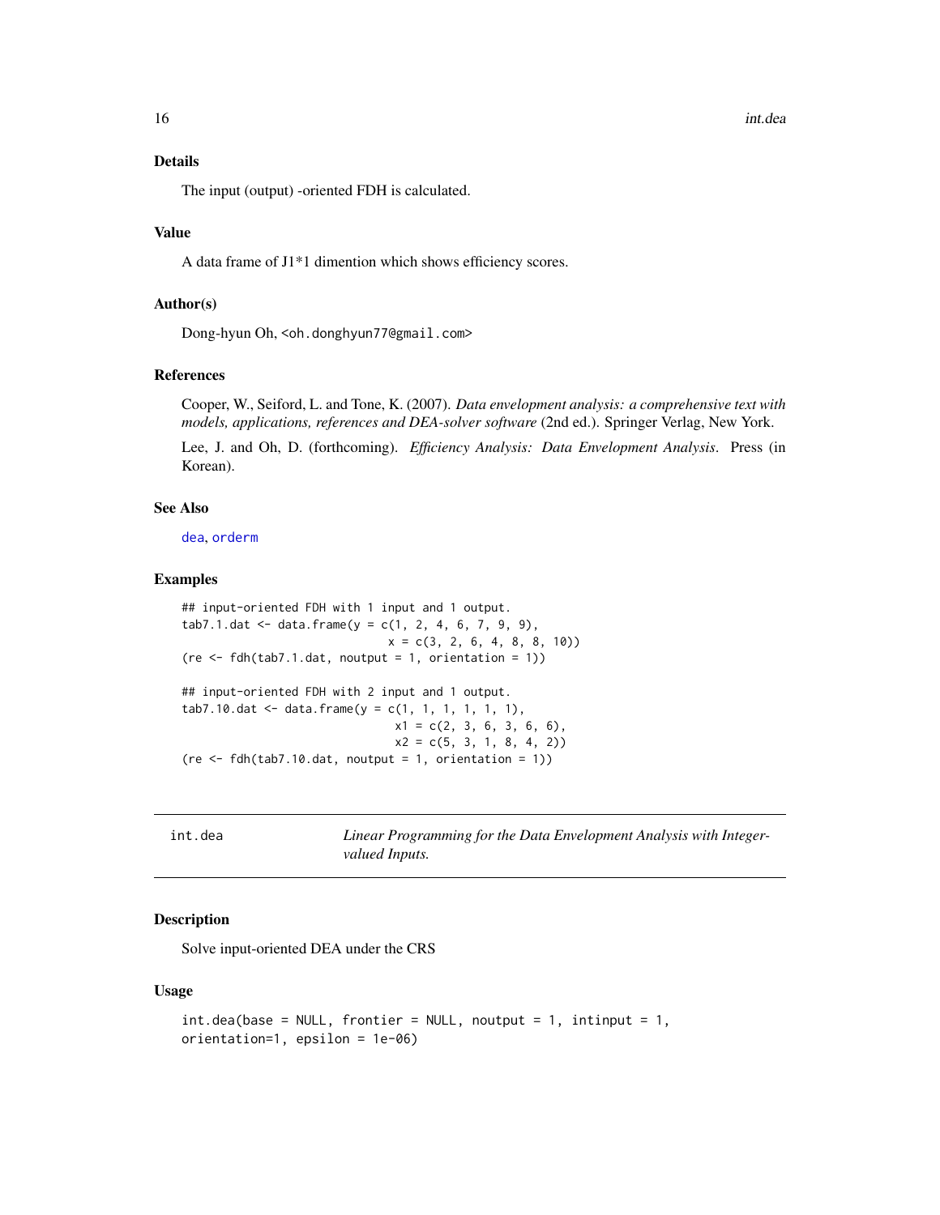### Details

The input (output) -oriented FDH is calculated.

### Value

A data frame of J1*1 dimention which shows efficiency scores.

### Author(s)

Dong-hyun Oh, <oh.donghyun77@gmail.com>

### References

Cooper, W., Seiford, L. and Tone, K. (2007). *Data envelopment analysis: a comprehensive text with models, applications, references and DEA-solver software* (2nd ed.). Springer Verlag, New York.

Lee, J. and Oh, D. (forthcoming). *Efficiency Analysis: Data Envelopment Analysis*. Press (in Korean).

### See Also

dea, orderm

### Examples

```
## input-oriented FDH with 1 input and 1 output.
tab7.1.dat <- data.frame(y = c(1, 2, 4, 6, 7, 9, 9),
                         x = c(3, 2, 6, 4, 8, 8, 10))
(re <- fdh(tab7.1.dat, noutput = 1, orientation = 1))

## input-oriented FDH with 2 input and 1 output.
tab7.10.dat <- data.frame(y = c(1, 1, 1, 1, 1, 1),
                          x1 = c(2, 3, 6, 3, 6, 6),
                          x2 = c(5, 3, 1, 8, 4, 2))
(re <- fdh(tab7.10.dat, noutput = 1, orientation = 1))
```

---

## int.dea — *Linear Programming for the Data Envelopment Analysis with Integer-valued Inputs.*

---

### Description

Solve input-oriented DEA under the CRS

### Usage

```
int.dea(base = NULL, frontier = NULL, noutput = 1, intinput = 1,
orientation=1, epsilon = 1e-06)
```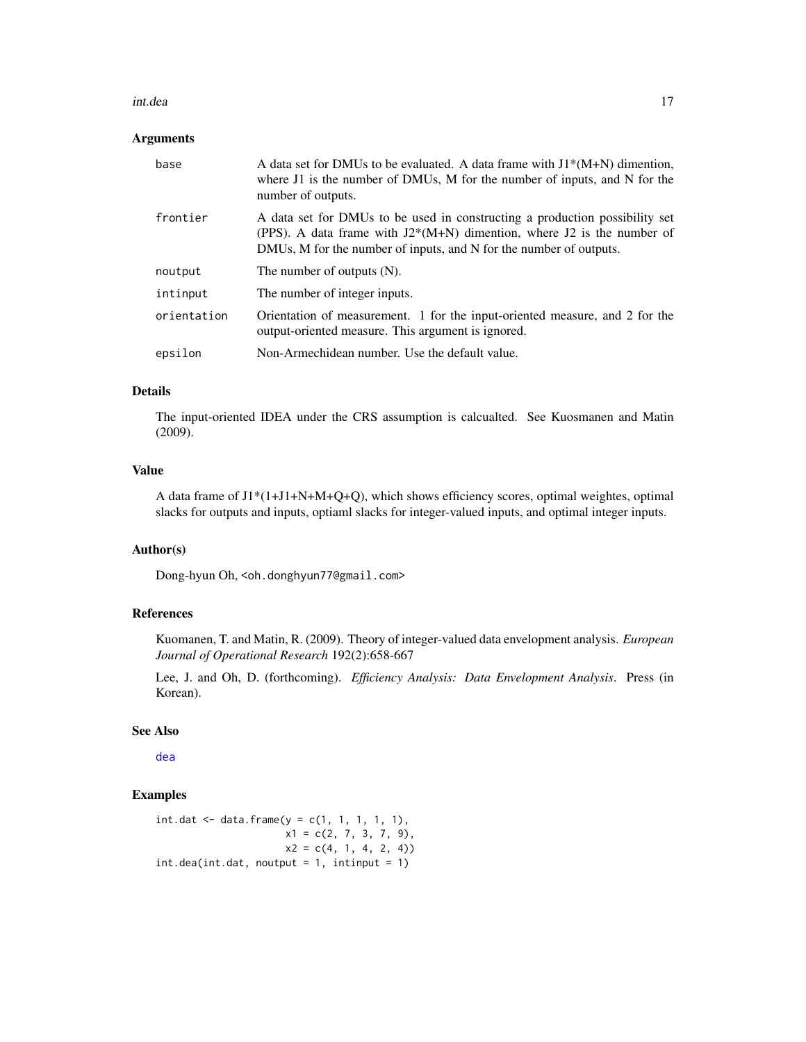## Arguments

| | |
|---|---|
| base | A data set for DMUs to be evaluated. A data frame with J1*(M+N) dimention, where J1 is the number of DMUs, M for the number of inputs, and N for the number of outputs. |
| frontier | A data set for DMUs to be used in constructing a production possibility set (PPS). A data frame with J2*(M+N) dimention, where J2 is the number of DMUs, M for the number of inputs, and N for the number of outputs. |
| noutput | The number of outputs (N). |
| intinput | The number of integer inputs. |
| orientation | Orientation of measurement. 1 for the input-oriented measure, and 2 for the output-oriented measure. This argument is ignored. |
| epsilon | Non-Armechidean number. Use the default value. |

## Details

The input-oriented IDEA under the CRS assumption is calcualted. See Kuosmanen and Matin (2009).

## Value

A data frame of J1*(1+J1+N+M+Q+Q), which shows efficiency scores, optimal weightes, optimal slacks for outputs and inputs, optiaml slacks for integer-valued inputs, and optimal integer inputs.

## Author(s)

Dong-hyun Oh, <oh.donghyun77@gmail.com>

## References

Kuomanen, T. and Matin, R. (2009). Theory of integer-valued data envelopment analysis. *European Journal of Operational Research* 192(2):658-667

Lee, J. and Oh, D. (forthcoming). *Efficiency Analysis: Data Envelopment Analysis*. Press (in Korean).

## See Also

dea

## Examples

```
int.dat <- data.frame(y = c(1, 1, 1, 1, 1),
                      x1 = c(2, 7, 3, 7, 9),
                      x2 = c(4, 1, 4, 2, 4))
int.dea(int.dat, noutput = 1, intinput = 1)
```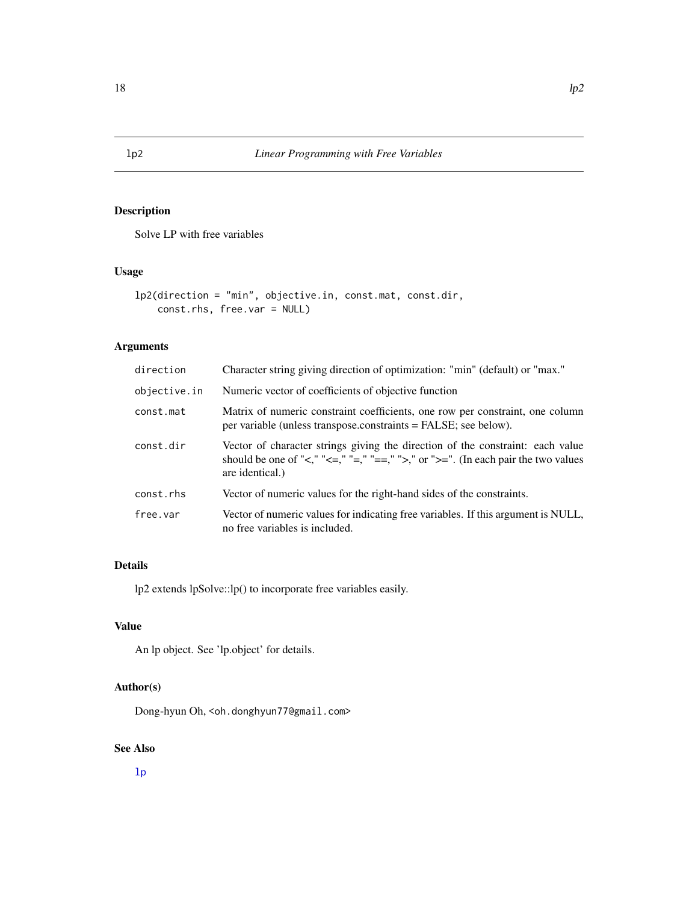# lp2 — *Linear Programming with Free Variables*

## Description

Solve LP with free variables

## Usage

```
lp2(direction = "min", objective.in, const.mat, const.dir,
    const.rhs, free.var = NULL)
```

## Arguments

| | |
|---|---|
| direction | Character string giving direction of optimization: "min" (default) or "max." |
| objective.in | Numeric vector of coefficients of objective function |
| const.mat | Matrix of numeric constraint coefficients, one row per constraint, one column per variable (unless transpose.constraints = FALSE; see below). |
| const.dir | Vector of character strings giving the direction of the constraint: each value should be one of "<," "<=," "=," "==," ">," or ">=". (In each pair the two values are identical.) |
| const.rhs | Vector of numeric values for the right-hand sides of the constraints. |
| free.var | Vector of numeric values for indicating free variables. If this argument is NULL, no free variables is included. |

## Details

lp2 extends lpSolve::lp() to incorporate free variables easily.

## Value

An lp object. See 'lp.object' for details.

## Author(s)

Dong-hyun Oh, <oh.donghyun77@gmail.com>

## See Also

lp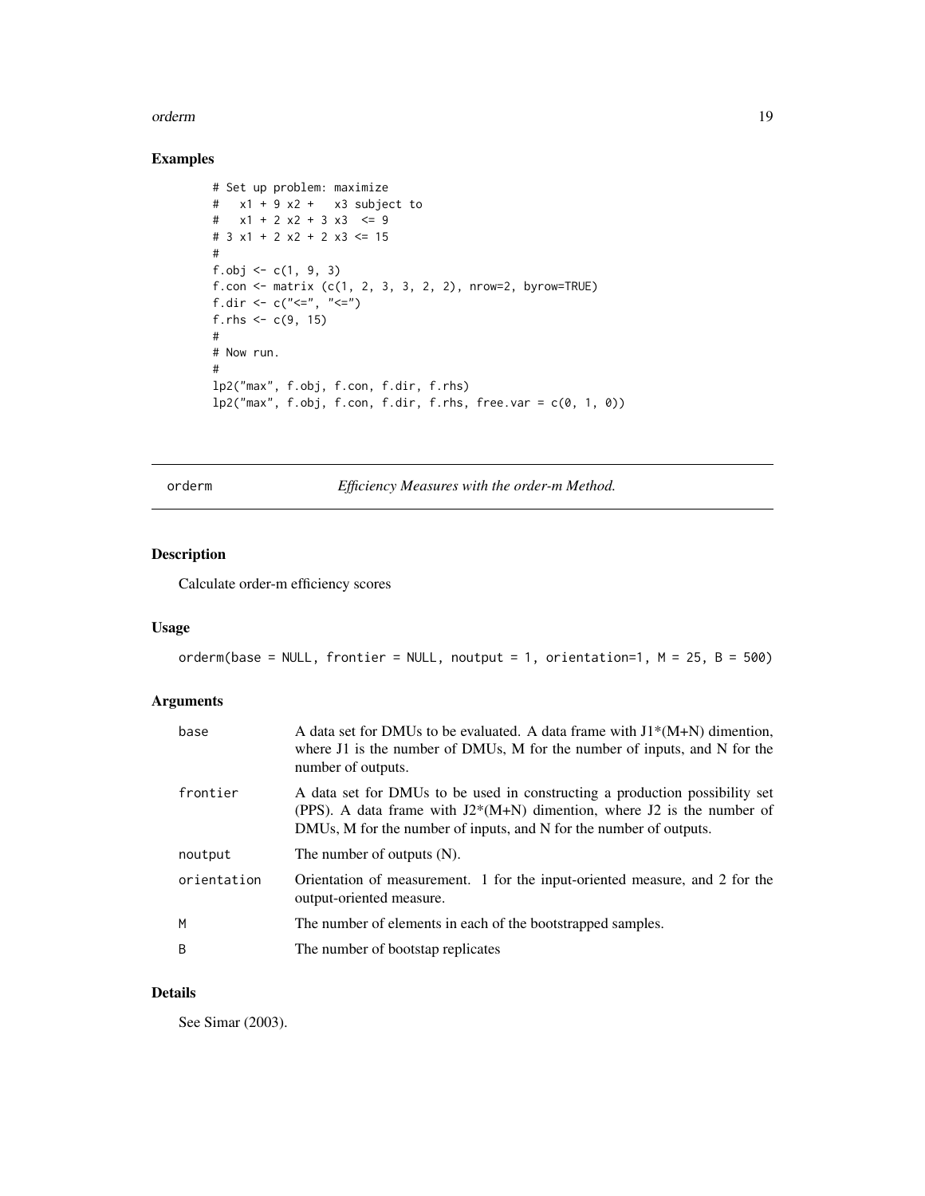## Examples

```
# Set up problem: maximize
#   x1 + 9 x2 +   x3 subject to
#   x1 + 2 x2 + 3 x3  <= 9
# 3 x1 + 2 x2 + 2 x3 <= 15
#
f.obj <- c(1, 9, 3)
f.con <- matrix (c(1, 2, 3, 3, 2, 2), nrow=2, byrow=TRUE)
f.dir <- c("<=", "<=")
f.rhs <- c(9, 15)
#
# Now run.
#
lp2("max", f.obj, f.con, f.dir, f.rhs)
lp2("max", f.obj, f.con, f.dir, f.rhs, free.var = c(0, 1, 0))
```

---

`orderm` *Efficiency Measures with the order-m Method.*

---

## Description

Calculate order-m efficiency scores

## Usage

```
orderm(base = NULL, frontier = NULL, noutput = 1, orientation=1, M = 25, B = 500)
```

## Arguments

| | |
|---|---|
| base | A data set for DMUs to be evaluated. A data frame with J1*(M+N) dimention, where J1 is the number of DMUs, M for the number of inputs, and N for the number of outputs. |
| frontier | A data set for DMUs to be used in constructing a production possibility set (PPS). A data frame with J2*(M+N) dimention, where J2 is the number of DMUs, M for the number of inputs, and N for the number of outputs. |
| noutput | The number of outputs (N). |
| orientation | Orientation of measurement. 1 for the input-oriented measure, and 2 for the output-oriented measure. |
| M | The number of elements in each of the bootstrapped samples. |
| B | The number of bootstap replicates |

## Details

See Simar (2003).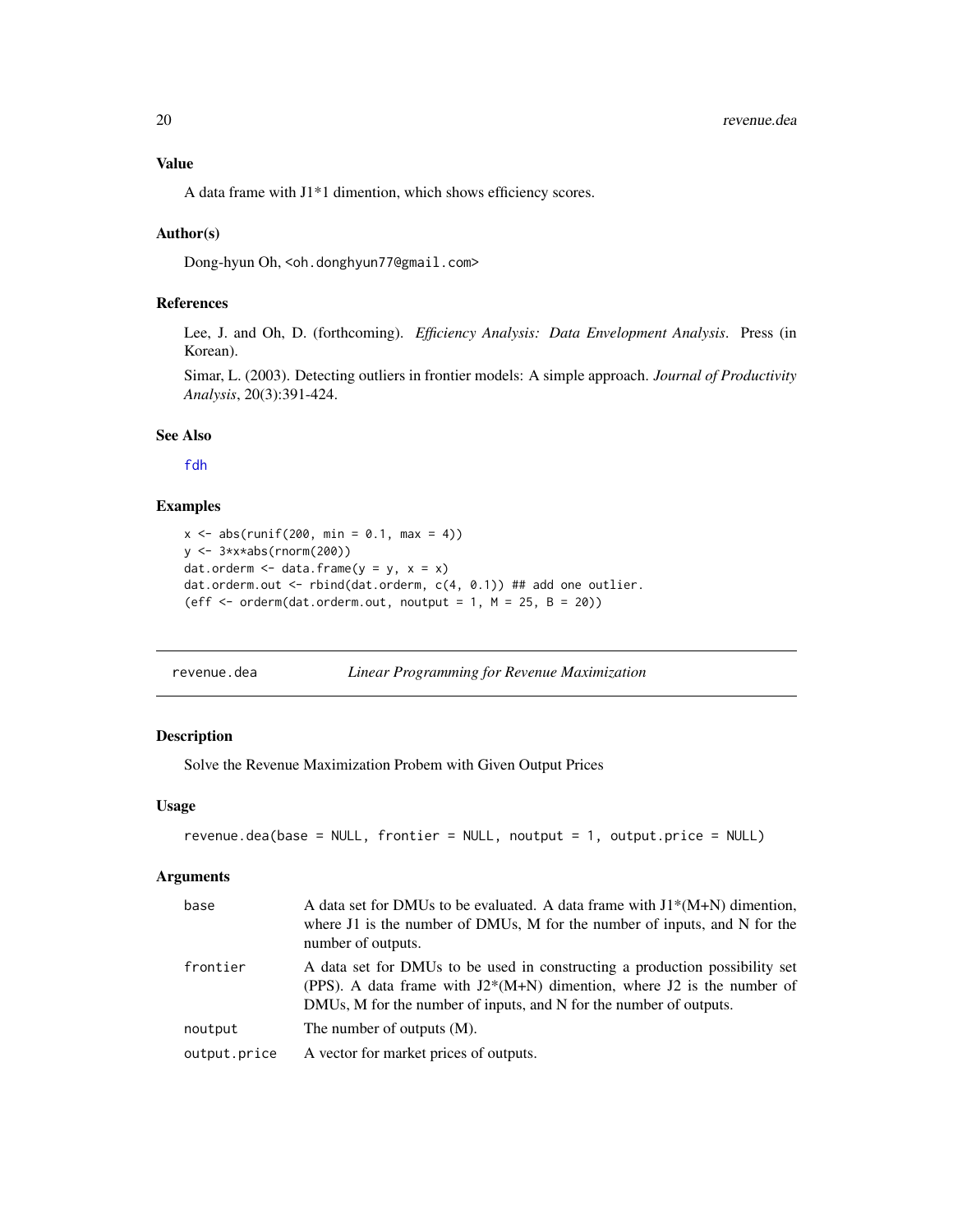## Value

A data frame with J1*1 dimention, which shows efficiency scores.

## Author(s)

Dong-hyun Oh, <oh.donghyun77@gmail.com>

## References

Lee, J. and Oh, D. (forthcoming). *Efficiency Analysis: Data Envelopment Analysis*. Press (in Korean).

Simar, L. (2003). Detecting outliers in frontier models: A simple approach. *Journal of Productivity Analysis*, 20(3):391-424.

## See Also

fdh

## Examples

```
x <- abs(runif(200, min = 0.1, max = 4))
y <- 3*x*abs(rnorm(200))
dat.orderm <- data.frame(y = y, x = x)
dat.orderm.out <- rbind(dat.orderm, c(4, 0.1)) ## add one outlier.
(eff <- orderm(dat.orderm.out, noutput = 1, M = 25, B = 20))
```

---

# revenue.dea — *Linear Programming for Revenue Maximization*

---

## Description

Solve the Revenue Maximization Probem with Given Output Prices

## Usage

```
revenue.dea(base = NULL, frontier = NULL, noutput = 1, output.price = NULL)
```

## Arguments

| | |
|---|---|
| base | A data set for DMUs to be evaluated. A data frame with J1*(M+N) dimention, where J1 is the number of DMUs, M for the number of inputs, and N for the number of outputs. |
| frontier | A data set for DMUs to be used in constructing a production possibility set (PPS). A data frame with J2*(M+N) dimention, where J2 is the number of DMUs, M for the number of inputs, and N for the number of outputs. |
| noutput | The number of outputs (M). |
| output.price | A vector for market prices of outputs. |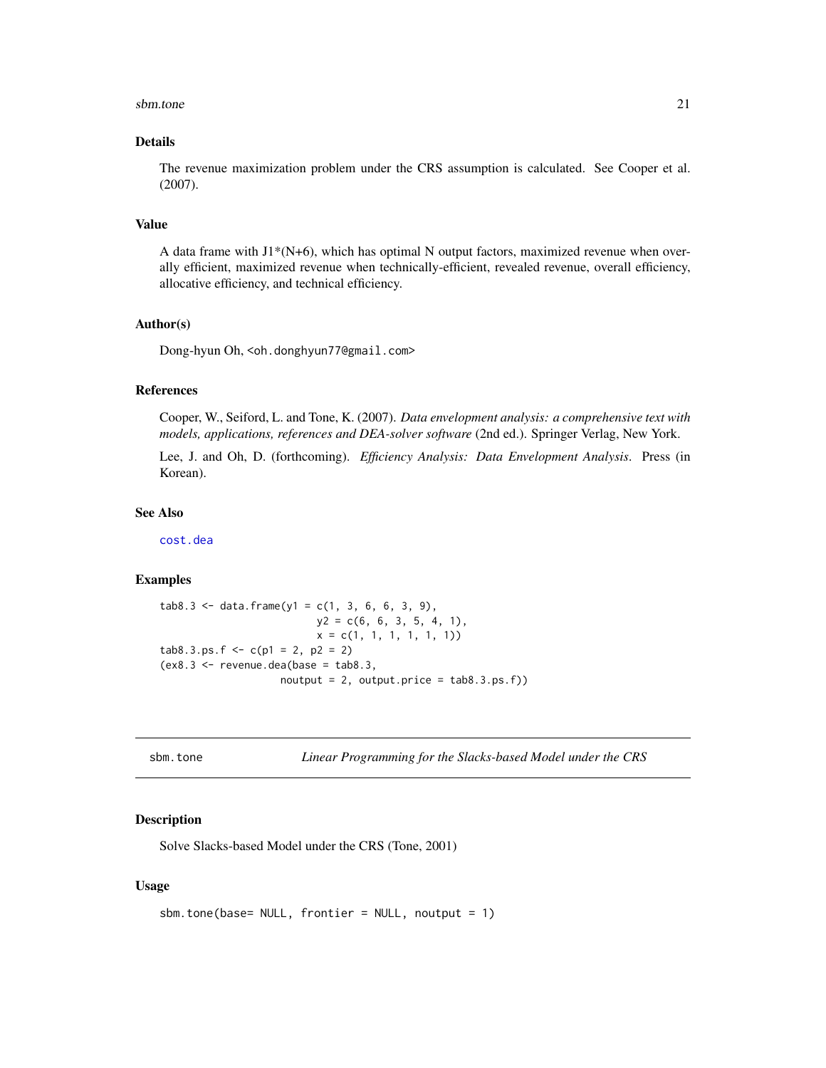## Details

The revenue maximization problem under the CRS assumption is calculated. See Cooper et al. (2007).

## Value

A data frame with J1*(N+6), which has optimal N output factors, maximized revenue when overally efficient, maximized revenue when technically-efficient, revealed revenue, overall efficiency, allocative efficiency, and technical efficiency.

## Author(s)

Dong-hyun Oh, <oh.donghyun77@gmail.com>

## References

Cooper, W., Seiford, L. and Tone, K. (2007). *Data envelopment analysis: a comprehensive text with models, applications, references and DEA-solver software* (2nd ed.). Springer Verlag, New York.

Lee, J. and Oh, D. (forthcoming). *Efficiency Analysis: Data Envelopment Analysis*. Press (in Korean).

## See Also

cost.dea

## Examples

```
tab8.3 <- data.frame(y1 = c(1, 3, 6, 6, 3, 9),
                     y2 = c(6, 6, 3, 5, 4, 1),
                     x = c(1, 1, 1, 1, 1, 1))
tab8.3.ps.f <- c(p1 = 2, p2 = 2)
(ex8.3 <- revenue.dea(base = tab8.3,
                 noutput = 2, output.price = tab8.3.ps.f))
```

---

# sbm.tone — *Linear Programming for the Slacks-based Model under the CRS*

## Description

Solve Slacks-based Model under the CRS (Tone, 2001)

## Usage

```
sbm.tone(base= NULL, frontier = NULL, noutput = 1)
```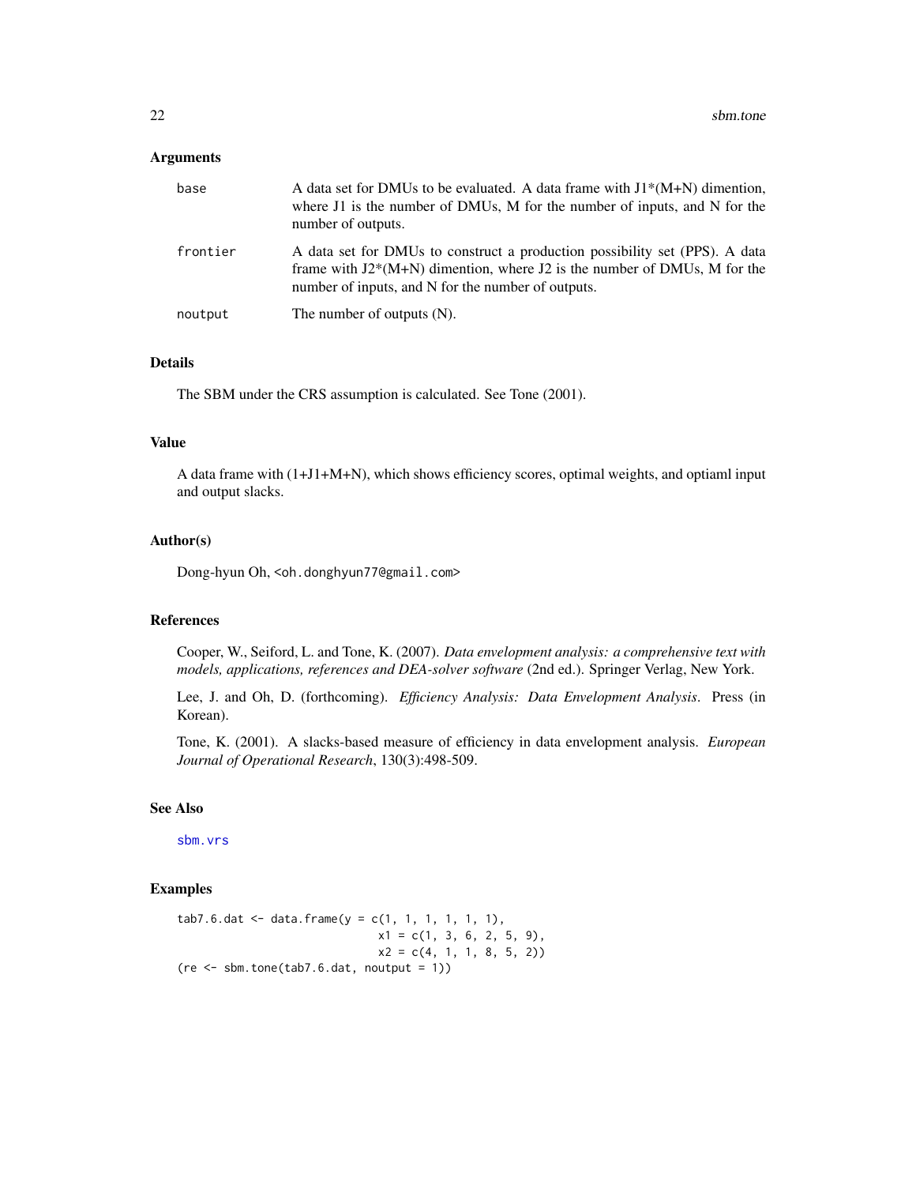### Arguments

| | |
|---|---|
| base | A data set for DMUs to be evaluated. A data frame with J1*(M+N) dimention, where J1 is the number of DMUs, M for the number of inputs, and N for the number of outputs. |
| frontier | A data set for DMUs to construct a production possibility set (PPS). A data frame with J2*(M+N) dimention, where J2 is the number of DMUs, M for the number of inputs, and N for the number of outputs. |
| noutput | The number of outputs (N). |

### Details

The SBM under the CRS assumption is calculated. See Tone (2001).

### Value

A data frame with (1+J1+M+N), which shows efficiency scores, optimal weights, and optiaml input and output slacks.

### Author(s)

Dong-hyun Oh, <oh.donghyun77@gmail.com>

### References

Cooper, W., Seiford, L. and Tone, K. (2007). *Data envelopment analysis: a comprehensive text with models, applications, references and DEA-solver software* (2nd ed.). Springer Verlag, New York.

Lee, J. and Oh, D. (forthcoming). *Efficiency Analysis: Data Envelopment Analysis*. Press (in Korean).

Tone, K. (2001). A slacks-based measure of efficiency in data envelopment analysis. *European Journal of Operational Research*, 130(3):498-509.

### See Also

sbm.vrs

### Examples

```
tab7.6.dat <- data.frame(y = c(1, 1, 1, 1, 1, 1),
                         x1 = c(1, 3, 6, 2, 5, 9),
                         x2 = c(4, 1, 1, 8, 5, 2))
(re <- sbm.tone(tab7.6.dat, noutput = 1))
```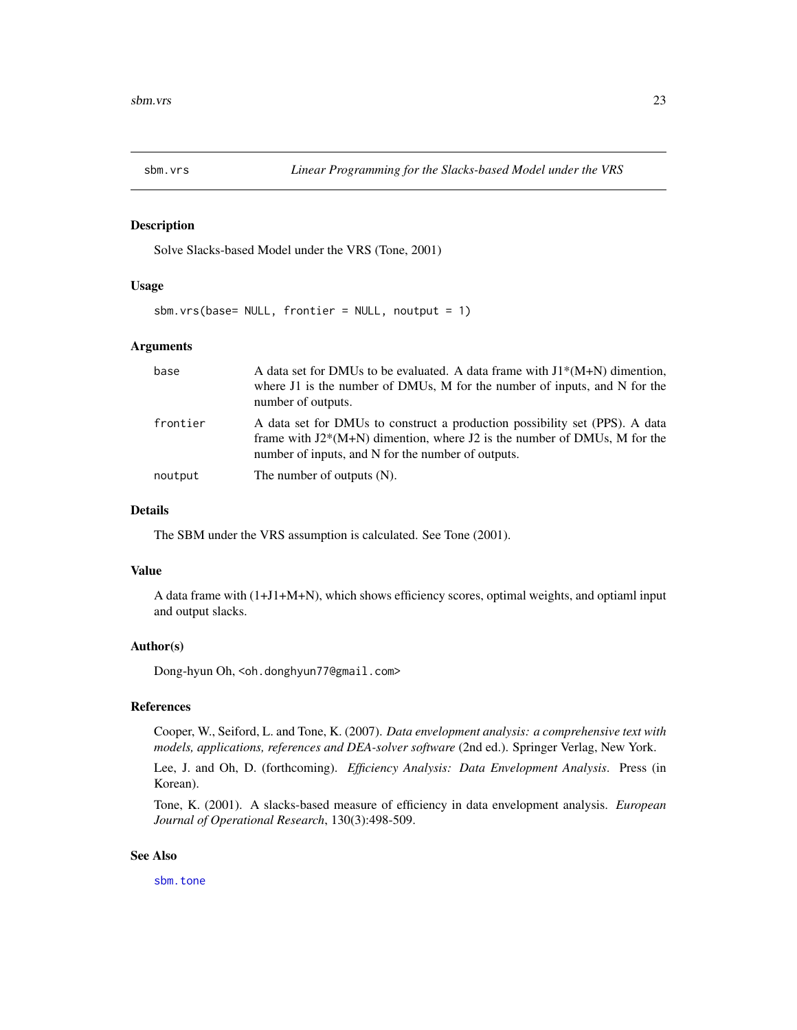# sbm.vrs — *Linear Programming for the Slacks-based Model under the VRS*

## Description

Solve Slacks-based Model under the VRS (Tone, 2001)

## Usage

```
sbm.vrs(base= NULL, frontier = NULL, noutput = 1)
```

## Arguments

| | |
|---|---|
| base | A data set for DMUs to be evaluated. A data frame with J1*(M+N) dimention, where J1 is the number of DMUs, M for the number of inputs, and N for the number of outputs. |
| frontier | A data set for DMUs to construct a production possibility set (PPS). A data frame with J2*(M+N) dimention, where J2 is the number of DMUs, M for the number of inputs, and N for the number of outputs. |
| noutput | The number of outputs (N). |

## Details

The SBM under the VRS assumption is calculated. See Tone (2001).

## Value

A data frame with (1+J1+M+N), which shows efficiency scores, optimal weights, and optiaml input and output slacks.

## Author(s)

Dong-hyun Oh, <oh.donghyun77@gmail.com>

## References

Cooper, W., Seiford, L. and Tone, K. (2007). *Data envelopment analysis: a comprehensive text with models, applications, references and DEA-solver software* (2nd ed.). Springer Verlag, New York.

Lee, J. and Oh, D. (forthcoming). *Efficiency Analysis: Data Envelopment Analysis*. Press (in Korean).

Tone, K. (2001). A slacks-based measure of efficiency in data envelopment analysis. *European Journal of Operational Research*, 130(3):498-509.

## See Also

sbm.tone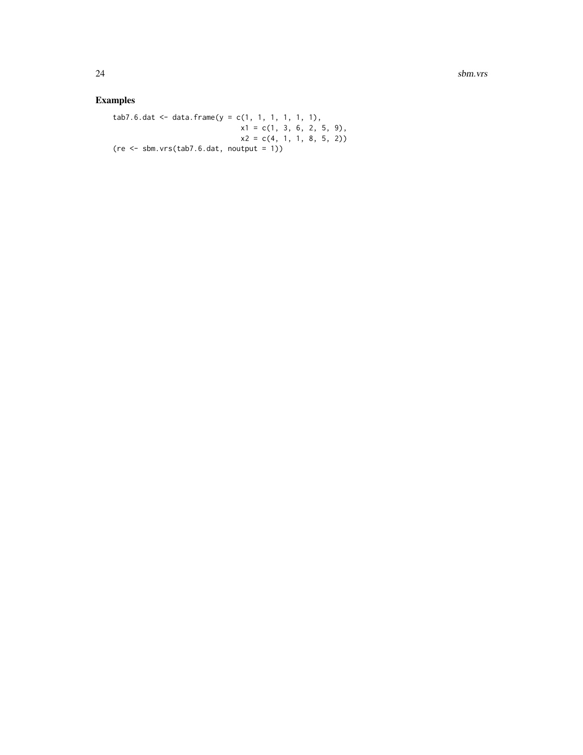## Examples

```
tab7.6.dat <- data.frame(y = c(1, 1, 1, 1, 1, 1),
                         x1 = c(1, 3, 6, 2, 5, 9),
                         x2 = c(4, 1, 1, 8, 5, 2))
(re <- sbm.vrs(tab7.6.dat, noutput = 1))
```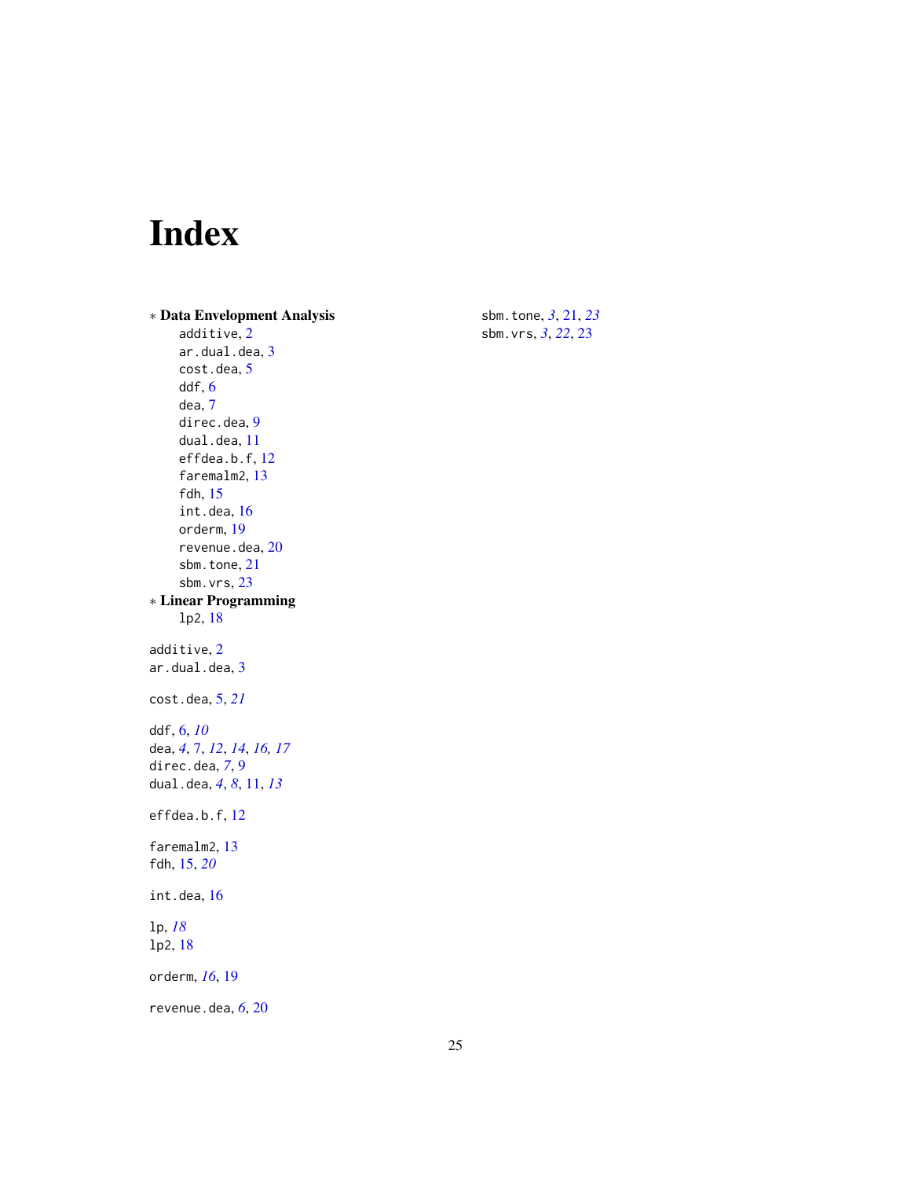# Index

* **Data Envelopment Analysis**
    - additive, 2
    - ar.dual.dea, 3
    - cost.dea, 5
    - ddf, 6
    - dea, 7
    - direc.dea, 9
    - dual.dea, 11
    - effdea.b.f, 12
    - faremalm2, 13
    - fdh, 15
    - int.dea, 16
    - orderm, 19
    - revenue.dea, 20
    - sbm.tone, 21
    - sbm.vrs, 23

* **Linear Programming**
    - lp2, 18

additive, 2
ar.dual.dea, 3

cost.dea, 5, *21*

ddf, 6, *10*
dea, *4*, 7, *12*, *14*, *16*, *17*
direc.dea, *7*, 9
dual.dea, *4*, *8*, 11, *13*

effdea.b.f, 12

faremalm2, 13
fdh, 15, *20*

int.dea, 16

lp, *18*
lp2, 18

orderm, *16*, 19

revenue.dea, *6*, 20

sbm.tone, *3*, 21, *23*
sbm.vrs, *3*, *22*, 23